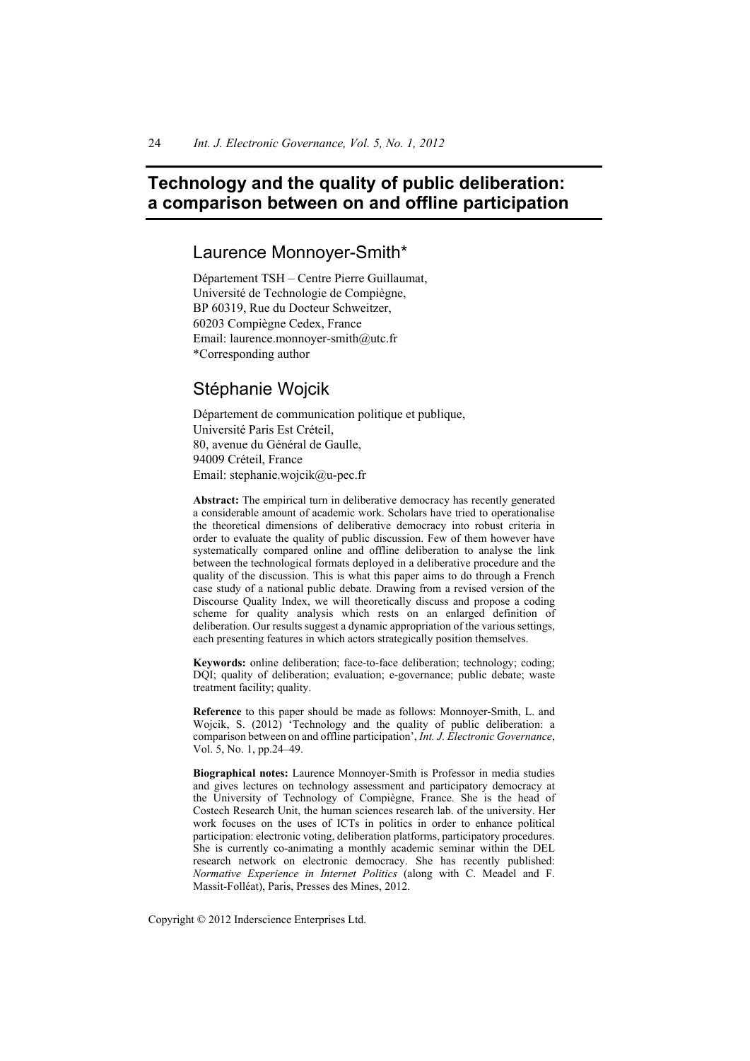# Technology and the quality of public deliberation: a comparison between on and offline participation

## Laurence Monnoyer-Smith*

Département TSH – Centre Pierre Guillaumat,
Université de Technologie de Compiègne,
BP 60319, Rue du Docteur Schweitzer,
60203 Compiègne Cedex, France
Email: laurence.monnoyer-smith@utc.fr
*Corresponding author

## Stéphanie Wojcik

Département de communication politique et publique,
Université Paris Est Créteil,
80, avenue du Général de Gaulle,
94009 Créteil, France
Email: stephanie.wojcik@u-pec.fr

**Abstract:** The empirical turn in deliberative democracy has recently generated a considerable amount of academic work. Scholars have tried to operationalise the theoretical dimensions of deliberative democracy into robust criteria in order to evaluate the quality of public discussion. Few of them however have systematically compared online and offline deliberation to analyse the link between the technological formats deployed in a deliberative procedure and the quality of the discussion. This is what this paper aims to do through a French case study of a national public debate. Drawing from a revised version of the Discourse Quality Index, we will theoretically discuss and propose a coding scheme for quality analysis which rests on an enlarged definition of deliberation. Our results suggest a dynamic appropriation of the various settings, each presenting features in which actors strategically position themselves.

**Keywords:** online deliberation; face-to-face deliberation; technology; coding; DQI; quality of deliberation; evaluation; e-governance; public debate; waste treatment facility; quality.

**Reference** to this paper should be made as follows: Monnoyer-Smith, L. and Wojcik, S. (2012) 'Technology and the quality of public deliberation: a comparison between on and offline participation', *Int. J. Electronic Governance*, Vol. 5, No. 1, pp.24–49.

**Biographical notes:** Laurence Monnoyer-Smith is Professor in media studies and gives lectures on technology assessment and participatory democracy at the University of Technology of Compiègne, France. She is the head of Costech Research Unit, the human sciences research lab. of the university. Her work focuses on the uses of ICTs in politics in order to enhance political participation: electronic voting, deliberation platforms, participatory procedures. She is currently co-animating a monthly academic seminar within the DEL research network on electronic democracy. She has recently published: *Normative Experience in Internet Politics* (along with C. Meadel and F. Massit-Folléat), Paris, Presses des Mines, 2012.

Copyright © 2012 Inderscience Enterprises Ltd.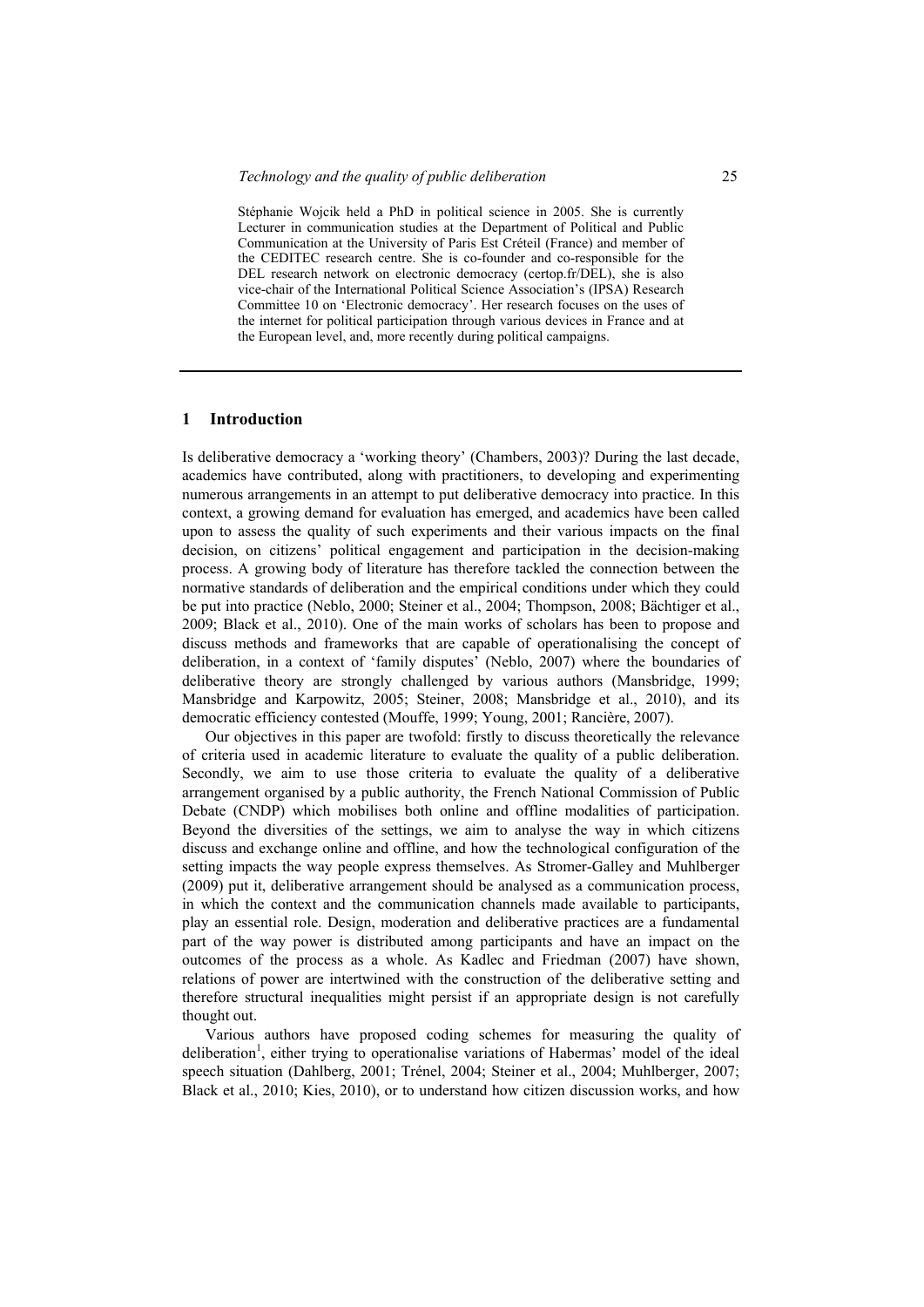Stéphanie Wojcik held a PhD in political science in 2005. She is currently Lecturer in communication studies at the Department of Political and Public Communication at the University of Paris Est Créteil (France) and member of the CEDITEC research centre. She is co-founder and co-responsible for the DEL research network on electronic democracy (certop.fr/DEL), she is also vice-chair of the International Political Science Association's (IPSA) Research Committee 10 on 'Electronic democracy'. Her research focuses on the uses of the internet for political participation through various devices in France and at the European level, and, more recently during political campaigns.

## 1 Introduction

Is deliberative democracy a 'working theory' (Chambers, 2003)? During the last decade, academics have contributed, along with practitioners, to developing and experimenting numerous arrangements in an attempt to put deliberative democracy into practice. In this context, a growing demand for evaluation has emerged, and academics have been called upon to assess the quality of such experiments and their various impacts on the final decision, on citizens' political engagement and participation in the decision-making process. A growing body of literature has therefore tackled the connection between the normative standards of deliberation and the empirical conditions under which they could be put into practice (Neblo, 2000; Steiner et al., 2004; Thompson, 2008; Bächtiger et al., 2009; Black et al., 2010). One of the main works of scholars has been to propose and discuss methods and frameworks that are capable of operationalising the concept of deliberation, in a context of 'family disputes' (Neblo, 2007) where the boundaries of deliberative theory are strongly challenged by various authors (Mansbridge, 1999; Mansbridge and Karpowitz, 2005; Steiner, 2008; Mansbridge et al., 2010), and its democratic efficiency contested (Mouffe, 1999; Young, 2001; Rancière, 2007).

Our objectives in this paper are twofold: firstly to discuss theoretically the relevance of criteria used in academic literature to evaluate the quality of a public deliberation. Secondly, we aim to use those criteria to evaluate the quality of a deliberative arrangement organised by a public authority, the French National Commission of Public Debate (CNDP) which mobilises both online and offline modalities of participation. Beyond the diversities of the settings, we aim to analyse the way in which citizens discuss and exchange online and offline, and how the technological configuration of the setting impacts the way people express themselves. As Stromer-Galley and Muhlberger (2009) put it, deliberative arrangement should be analysed as a communication process, in which the context and the communication channels made available to participants, play an essential role. Design, moderation and deliberative practices are a fundamental part of the way power is distributed among participants and have an impact on the outcomes of the process as a whole. As Kadlec and Friedman (2007) have shown, relations of power are intertwined with the construction of the deliberative setting and therefore structural inequalities might persist if an appropriate design is not carefully thought out.

Various authors have proposed coding schemes for measuring the quality of deliberation[1], either trying to operationalise variations of Habermas' model of the ideal speech situation (Dahlberg, 2001; Trénel, 2004; Steiner et al., 2004; Muhlberger, 2007; Black et al., 2010; Kies, 2010), or to understand how citizen discussion works, and how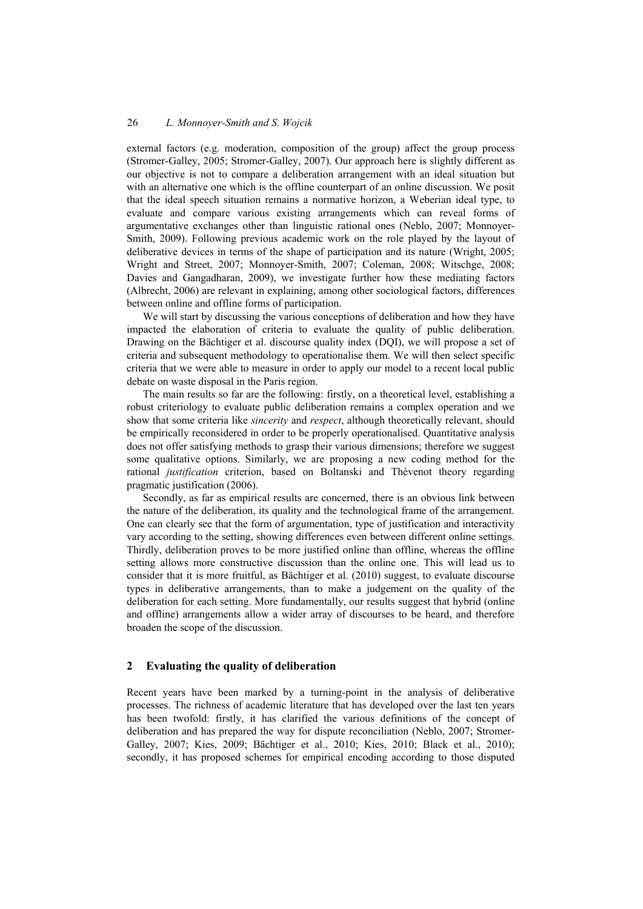external factors (e.g. moderation, composition of the group) affect the group process (Stromer-Galley, 2005; Stromer-Galley, 2007). Our approach here is slightly different as our objective is not to compare a deliberation arrangement with an ideal situation but with an alternative one which is the offline counterpart of an online discussion. We posit that the ideal speech situation remains a normative horizon, a Weberian ideal type, to evaluate and compare various existing arrangements which can reveal forms of argumentative exchanges other than linguistic rational ones (Neblo, 2007; Monnoyer-Smith, 2009). Following previous academic work on the role played by the layout of deliberative devices in terms of the shape of participation and its nature (Wright, 2005; Wright and Street, 2007; Monnoyer-Smith, 2007; Coleman, 2008; Witschge, 2008; Davies and Gangadharan, 2009), we investigate further how these mediating factors (Albrecht, 2006) are relevant in explaining, among other sociological factors, differences between online and offline forms of participation.

We will start by discussing the various conceptions of deliberation and how they have impacted the elaboration of criteria to evaluate the quality of public deliberation. Drawing on the Bächtiger et al. discourse quality index (DQI), we will propose a set of criteria and subsequent methodology to operationalise them. We will then select specific criteria that we were able to measure in order to apply our model to a recent local public debate on waste disposal in the Paris region.

The main results so far are the following: firstly, on a theoretical level, establishing a robust criteriology to evaluate public deliberation remains a complex operation and we show that some criteria like *sincerity* and *respect*, although theoretically relevant, should be empirically reconsidered in order to be properly operationalised. Quantitative analysis does not offer satisfying methods to grasp their various dimensions; therefore we suggest some qualitative options. Similarly, we are proposing a new coding method for the rational *justification* criterion, based on Boltanski and Thévenot theory regarding pragmatic justification (2006).

Secondly, as far as empirical results are concerned, there is an obvious link between the nature of the deliberation, its quality and the technological frame of the arrangement. One can clearly see that the form of argumentation, type of justification and interactivity vary according to the setting, showing differences even between different online settings. Thirdly, deliberation proves to be more justified online than offline, whereas the offline setting allows more constructive discussion than the online one. This will lead us to consider that it is more fruitful, as Bächtiger et al. (2010) suggest, to evaluate discourse types in deliberative arrangements, than to make a judgement on the quality of the deliberation for each setting. More fundamentally, our results suggest that hybrid (online and offline) arrangements allow a wider array of discourses to be heard, and therefore broaden the scope of the discussion.

## 2 Evaluating the quality of deliberation

Recent years have been marked by a turning-point in the analysis of deliberative processes. The richness of academic literature that has developed over the last ten years has been twofold: firstly, it has clarified the various definitions of the concept of deliberation and has prepared the way for dispute reconciliation (Neblo, 2007; Stromer-Galley, 2007; Kies, 2009; Bächtiger et al., 2010; Kies, 2010; Black et al., 2010); secondly, it has proposed schemes for empirical encoding according to those disputed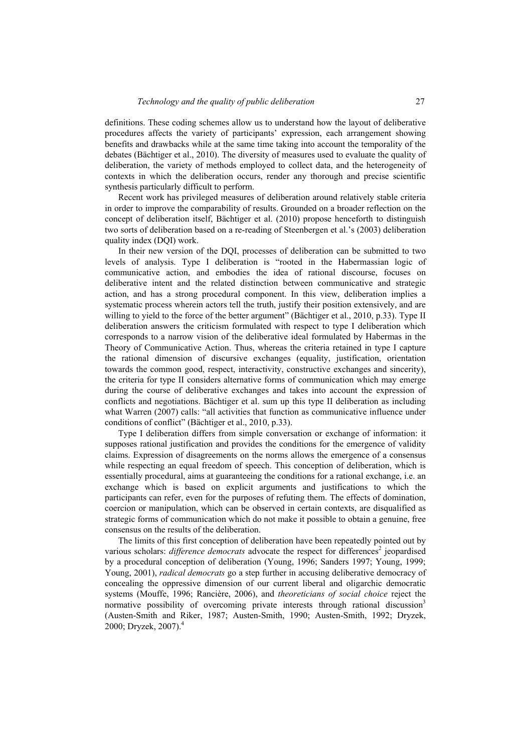definitions. These coding schemes allow us to understand how the layout of deliberative procedures affects the variety of participants' expression, each arrangement showing benefits and drawbacks while at the same time taking into account the temporality of the debates (Bächtiger et al., 2010). The diversity of measures used to evaluate the quality of deliberation, the variety of methods employed to collect data, and the heterogeneity of contexts in which the deliberation occurs, render any thorough and precise scientific synthesis particularly difficult to perform.

Recent work has privileged measures of deliberation around relatively stable criteria in order to improve the comparability of results. Grounded on a broader reflection on the concept of deliberation itself, Bächtiger et al. (2010) propose henceforth to distinguish two sorts of deliberation based on a re-reading of Steenbergen et al.'s (2003) deliberation quality index (DQI) work.

In their new version of the DQI, processes of deliberation can be submitted to two levels of analysis. Type I deliberation is "rooted in the Habermassian logic of communicative action, and embodies the idea of rational discourse, focuses on deliberative intent and the related distinction between communicative and strategic action, and has a strong procedural component. In this view, deliberation implies a systematic process wherein actors tell the truth, justify their position extensively, and are willing to yield to the force of the better argument" (Bächtiger et al., 2010, p.33). Type II deliberation answers the criticism formulated with respect to type I deliberation which corresponds to a narrow vision of the deliberative ideal formulated by Habermas in the Theory of Communicative Action. Thus, whereas the criteria retained in type I capture the rational dimension of discursive exchanges (equality, justification, orientation towards the common good, respect, interactivity, constructive exchanges and sincerity), the criteria for type II considers alternative forms of communication which may emerge during the course of deliberative exchanges and takes into account the expression of conflicts and negotiations. Bächtiger et al. sum up this type II deliberation as including what Warren (2007) calls: "all activities that function as communicative influence under conditions of conflict" (Bächtiger et al., 2010, p.33).

Type I deliberation differs from simple conversation or exchange of information: it supposes rational justification and provides the conditions for the emergence of validity claims. Expression of disagreements on the norms allows the emergence of a consensus while respecting an equal freedom of speech. This conception of deliberation, which is essentially procedural, aims at guaranteeing the conditions for a rational exchange, i.e. an exchange which is based on explicit arguments and justifications to which the participants can refer, even for the purposes of refuting them. The effects of domination, coercion or manipulation, which can be observed in certain contexts, are disqualified as strategic forms of communication which do not make it possible to obtain a genuine, free consensus on the results of the deliberation.

The limits of this first conception of deliberation have been repeatedly pointed out by various scholars: *difference democrats* advocate the respect for differences[2] jeopardised by a procedural conception of deliberation (Young, 1996; Sanders 1997; Young, 1999; Young, 2001), *radical democrats* go a step further in accusing deliberative democracy of concealing the oppressive dimension of our current liberal and oligarchic democratic systems (Mouffe, 1996; Rancière, 2006), and *theoreticians of social choice* reject the normative possibility of overcoming private interests through rational discussion[3] (Austen-Smith and Riker, 1987; Austen-Smith, 1990; Austen-Smith, 1992; Dryzek, 2000; Dryzek, 2007).[4]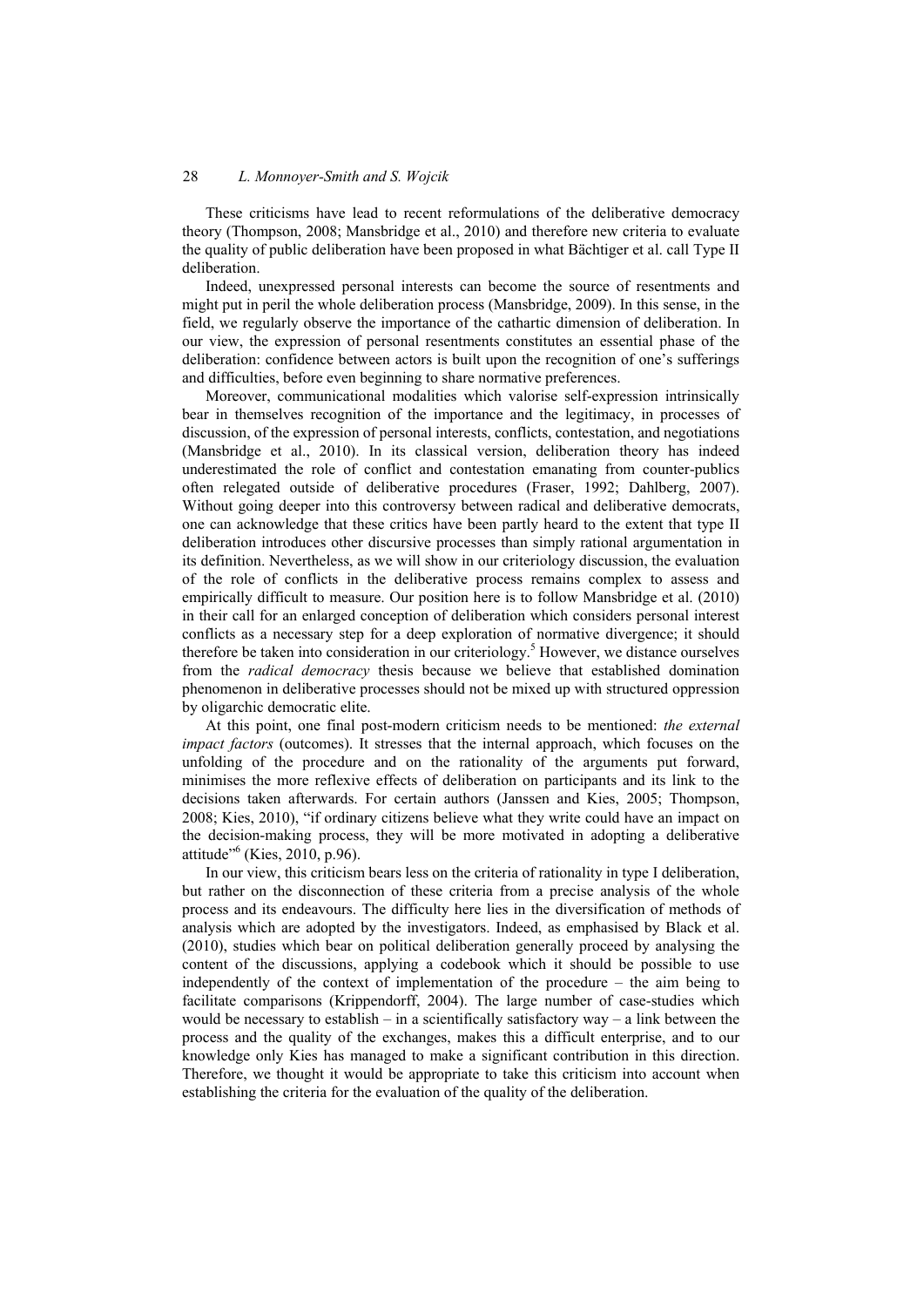These criticisms have lead to recent reformulations of the deliberative democracy theory (Thompson, 2008; Mansbridge et al., 2010) and therefore new criteria to evaluate the quality of public deliberation have been proposed in what Bächtiger et al. call Type II deliberation.

Indeed, unexpressed personal interests can become the source of resentments and might put in peril the whole deliberation process (Mansbridge, 2009). In this sense, in the field, we regularly observe the importance of the cathartic dimension of deliberation. In our view, the expression of personal resentments constitutes an essential phase of the deliberation: confidence between actors is built upon the recognition of one's sufferings and difficulties, before even beginning to share normative preferences.

Moreover, communicational modalities which valorise self-expression intrinsically bear in themselves recognition of the importance and the legitimacy, in processes of discussion, of the expression of personal interests, conflicts, contestation, and negotiations (Mansbridge et al., 2010). In its classical version, deliberation theory has indeed underestimated the role of conflict and contestation emanating from counter-publics often relegated outside of deliberative procedures (Fraser, 1992; Dahlberg, 2007). Without going deeper into this controversy between radical and deliberative democrats, one can acknowledge that these critics have been partly heard to the extent that type II deliberation introduces other discursive processes than simply rational argumentation in its definition. Nevertheless, as we will show in our criteriology discussion, the evaluation of the role of conflicts in the deliberative process remains complex to assess and empirically difficult to measure. Our position here is to follow Mansbridge et al. (2010) in their call for an enlarged conception of deliberation which considers personal interest conflicts as a necessary step for a deep exploration of normative divergence; it should therefore be taken into consideration in our criteriology.[5] However, we distance ourselves from the *radical democracy* thesis because we believe that established domination phenomenon in deliberative processes should not be mixed up with structured oppression by oligarchic democratic elite.

At this point, one final post-modern criticism needs to be mentioned: *the external impact factors* (outcomes). It stresses that the internal approach, which focuses on the unfolding of the procedure and on the rationality of the arguments put forward, minimises the more reflexive effects of deliberation on participants and its link to the decisions taken afterwards. For certain authors (Janssen and Kies, 2005; Thompson, 2008; Kies, 2010), "if ordinary citizens believe what they write could have an impact on the decision-making process, they will be more motivated in adopting a deliberative attitude"[6] (Kies, 2010, p.96).

In our view, this criticism bears less on the criteria of rationality in type I deliberation, but rather on the disconnection of these criteria from a precise analysis of the whole process and its endeavours. The difficulty here lies in the diversification of methods of analysis which are adopted by the investigators. Indeed, as emphasised by Black et al. (2010), studies which bear on political deliberation generally proceed by analysing the content of the discussions, applying a codebook which it should be possible to use independently of the context of implementation of the procedure – the aim being to facilitate comparisons (Krippendorff, 2004). The large number of case-studies which would be necessary to establish – in a scientifically satisfactory way – a link between the process and the quality of the exchanges, makes this a difficult enterprise, and to our knowledge only Kies has managed to make a significant contribution in this direction. Therefore, we thought it would be appropriate to take this criticism into account when establishing the criteria for the evaluation of the quality of the deliberation.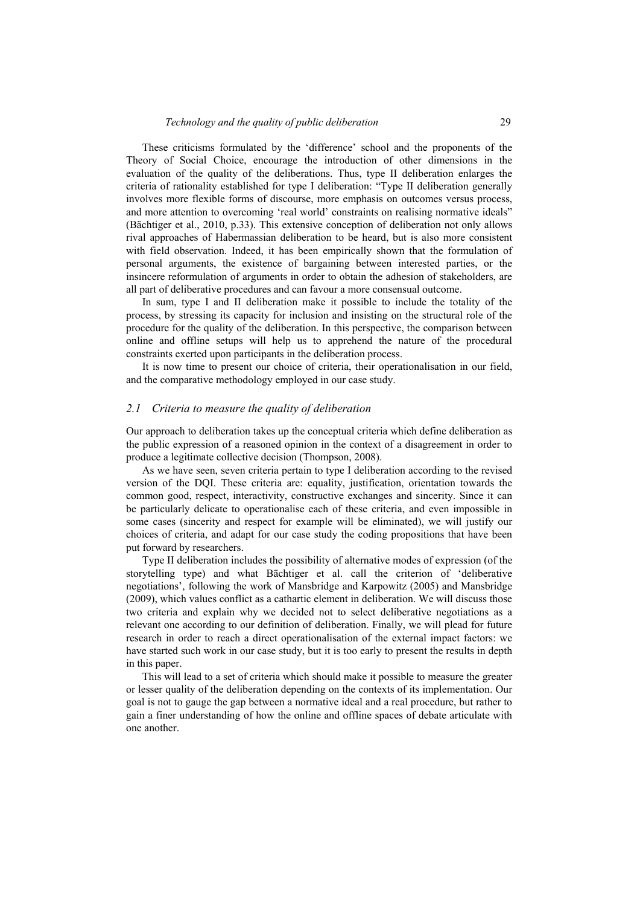These criticisms formulated by the 'difference' school and the proponents of the Theory of Social Choice, encourage the introduction of other dimensions in the evaluation of the quality of the deliberations. Thus, type II deliberation enlarges the criteria of rationality established for type I deliberation: "Type II deliberation generally involves more flexible forms of discourse, more emphasis on outcomes versus process, and more attention to overcoming 'real world' constraints on realising normative ideals" (Bächtiger et al., 2010, p.33). This extensive conception of deliberation not only allows rival approaches of Habermassian deliberation to be heard, but is also more consistent with field observation. Indeed, it has been empirically shown that the formulation of personal arguments, the existence of bargaining between interested parties, or the insincere reformulation of arguments in order to obtain the adhesion of stakeholders, are all part of deliberative procedures and can favour a more consensual outcome.

In sum, type I and II deliberation make it possible to include the totality of the process, by stressing its capacity for inclusion and insisting on the structural role of the procedure for the quality of the deliberation. In this perspective, the comparison between online and offline setups will help us to apprehend the nature of the procedural constraints exerted upon participants in the deliberation process.

It is now time to present our choice of criteria, their operationalisation in our field, and the comparative methodology employed in our case study.

## 2.1 *Criteria to measure the quality of deliberation*

Our approach to deliberation takes up the conceptual criteria which define deliberation as the public expression of a reasoned opinion in the context of a disagreement in order to produce a legitimate collective decision (Thompson, 2008).

As we have seen, seven criteria pertain to type I deliberation according to the revised version of the DQI. These criteria are: equality, justification, orientation towards the common good, respect, interactivity, constructive exchanges and sincerity. Since it can be particularly delicate to operationalise each of these criteria, and even impossible in some cases (sincerity and respect for example will be eliminated), we will justify our choices of criteria, and adapt for our case study the coding propositions that have been put forward by researchers.

Type II deliberation includes the possibility of alternative modes of expression (of the storytelling type) and what Bächtiger et al. call the criterion of 'deliberative negotiations', following the work of Mansbridge and Karpowitz (2005) and Mansbridge (2009), which values conflict as a cathartic element in deliberation. We will discuss those two criteria and explain why we decided not to select deliberative negotiations as a relevant one according to our definition of deliberation. Finally, we will plead for future research in order to reach a direct operationalisation of the external impact factors: we have started such work in our case study, but it is too early to present the results in depth in this paper.

This will lead to a set of criteria which should make it possible to measure the greater or lesser quality of the deliberation depending on the contexts of its implementation. Our goal is not to gauge the gap between a normative ideal and a real procedure, but rather to gain a finer understanding of how the online and offline spaces of debate articulate with one another.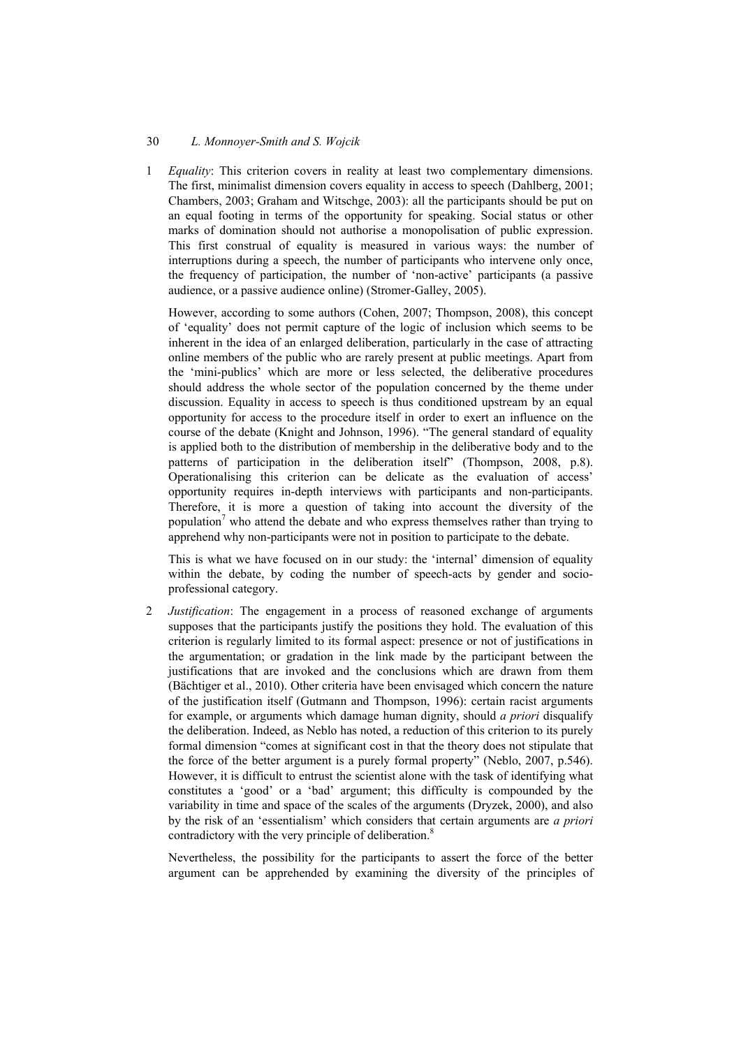1 *Equality*: This criterion covers in reality at least two complementary dimensions. The first, minimalist dimension covers equality in access to speech (Dahlberg, 2001; Chambers, 2003; Graham and Witschge, 2003): all the participants should be put on an equal footing in terms of the opportunity for speaking. Social status or other marks of domination should not authorise a monopolisation of public expression. This first construal of equality is measured in various ways: the number of interruptions during a speech, the number of participants who intervene only once, the frequency of participation, the number of 'non-active' participants (a passive audience, or a passive audience online) (Stromer-Galley, 2005).

   However, according to some authors (Cohen, 2007; Thompson, 2008), this concept of 'equality' does not permit capture of the logic of inclusion which seems to be inherent in the idea of an enlarged deliberation, particularly in the case of attracting online members of the public who are rarely present at public meetings. Apart from the 'mini-publics' which are more or less selected, the deliberative procedures should address the whole sector of the population concerned by the theme under discussion. Equality in access to speech is thus conditioned upstream by an equal opportunity for access to the procedure itself in order to exert an influence on the course of the debate (Knight and Johnson, 1996). "The general standard of equality is applied both to the distribution of membership in the deliberative body and to the patterns of participation in the deliberation itself" (Thompson, 2008, p.8). Operationalising this criterion can be delicate as the evaluation of access' opportunity requires in-depth interviews with participants and non-participants. Therefore, it is more a question of taking into account the diversity of the population[7] who attend the debate and who express themselves rather than trying to apprehend why non-participants were not in position to participate to the debate.

   This is what we have focused on in our study: the 'internal' dimension of equality within the debate, by coding the number of speech-acts by gender and socio-professional category.

2 *Justification*: The engagement in a process of reasoned exchange of arguments supposes that the participants justify the positions they hold. The evaluation of this criterion is regularly limited to its formal aspect: presence or not of justifications in the argumentation; or gradation in the link made by the participant between the justifications that are invoked and the conclusions which are drawn from them (Bächtiger et al., 2010). Other criteria have been envisaged which concern the nature of the justification itself (Gutmann and Thompson, 1996): certain racist arguments for example, or arguments which damage human dignity, should *a priori* disqualify the deliberation. Indeed, as Neblo has noted, a reduction of this criterion to its purely formal dimension "comes at significant cost in that the theory does not stipulate that the force of the better argument is a purely formal property" (Neblo, 2007, p.546). However, it is difficult to entrust the scientist alone with the task of identifying what constitutes a 'good' or a 'bad' argument; this difficulty is compounded by the variability in time and space of the scales of the arguments (Dryzek, 2000), and also by the risk of an 'essentialism' which considers that certain arguments are *a priori* contradictory with the very principle of deliberation.[8]

   Nevertheless, the possibility for the participants to assert the force of the better argument can be apprehended by examining the diversity of the principles of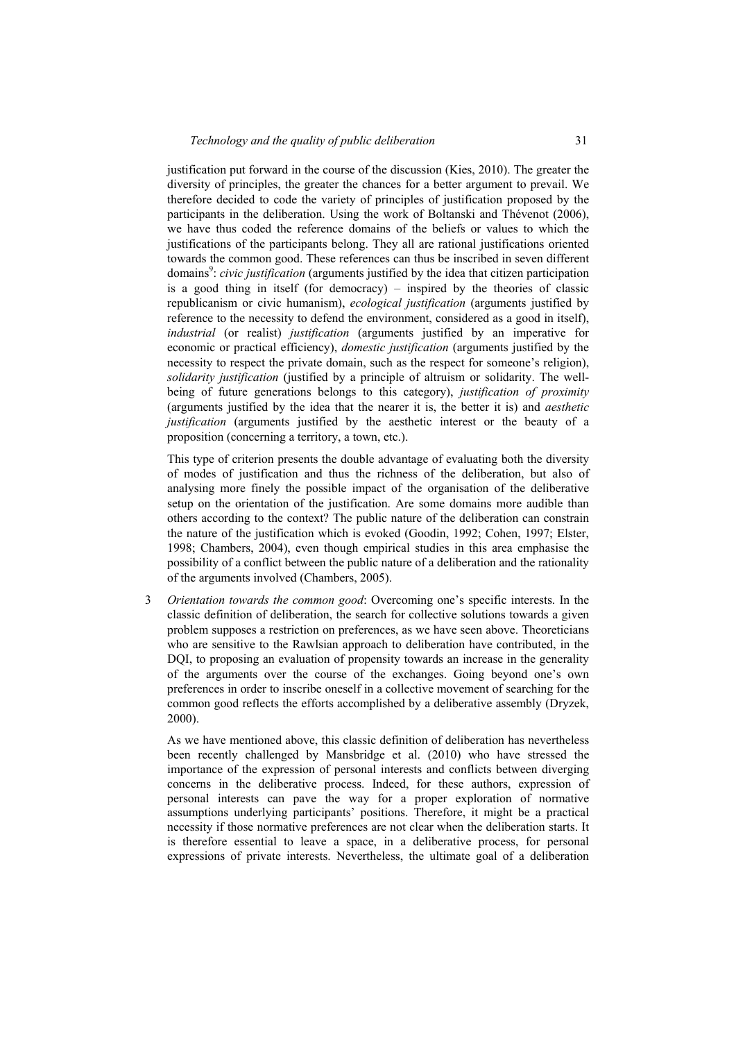justification put forward in the course of the discussion (Kies, 2010). The greater the diversity of principles, the greater the chances for a better argument to prevail. We therefore decided to code the variety of principles of justification proposed by the participants in the deliberation. Using the work of Boltanski and Thévenot (2006), we have thus coded the reference domains of the beliefs or values to which the justifications of the participants belong. They all are rational justifications oriented towards the common good. These references can thus be inscribed in seven different domains[9]: *civic justification* (arguments justified by the idea that citizen participation is a good thing in itself (for democracy) – inspired by the theories of classic republicanism or civic humanism), *ecological justification* (arguments justified by reference to the necessity to defend the environment, considered as a good in itself), *industrial* (or realist) *justification* (arguments justified by an imperative for economic or practical efficiency), *domestic justification* (arguments justified by the necessity to respect the private domain, such as the respect for someone's religion), *solidarity justification* (justified by a principle of altruism or solidarity. The well-being of future generations belongs to this category), *justification of proximity* (arguments justified by the idea that the nearer it is, the better it is) and *aesthetic justification* (arguments justified by the aesthetic interest or the beauty of a proposition (concerning a territory, a town, etc.).

This type of criterion presents the double advantage of evaluating both the diversity of modes of justification and thus the richness of the deliberation, but also of analysing more finely the possible impact of the organisation of the deliberative setup on the orientation of the justification. Are some domains more audible than others according to the context? The public nature of the deliberation can constrain the nature of the justification which is evoked (Goodin, 1992; Cohen, 1997; Elster, 1998; Chambers, 2004), even though empirical studies in this area emphasise the possibility of a conflict between the public nature of a deliberation and the rationality of the arguments involved (Chambers, 2005).

3. *Orientation towards the common good*: Overcoming one's specific interests. In the classic definition of deliberation, the search for collective solutions towards a given problem supposes a restriction on preferences, as we have seen above. Theoreticians who are sensitive to the Rawlsian approach to deliberation have contributed, in the DQI, to proposing an evaluation of propensity towards an increase in the generality of the arguments over the course of the exchanges. Going beyond one's own preferences in order to inscribe oneself in a collective movement of searching for the common good reflects the efforts accomplished by a deliberative assembly (Dryzek, 2000).

   As we have mentioned above, this classic definition of deliberation has nevertheless been recently challenged by Mansbridge et al. (2010) who have stressed the importance of the expression of personal interests and conflicts between diverging concerns in the deliberative process. Indeed, for these authors, expression of personal interests can pave the way for a proper exploration of normative assumptions underlying participants' positions. Therefore, it might be a practical necessity if those normative preferences are not clear when the deliberation starts. It is therefore essential to leave a space, in a deliberative process, for personal expressions of private interests. Nevertheless, the ultimate goal of a deliberation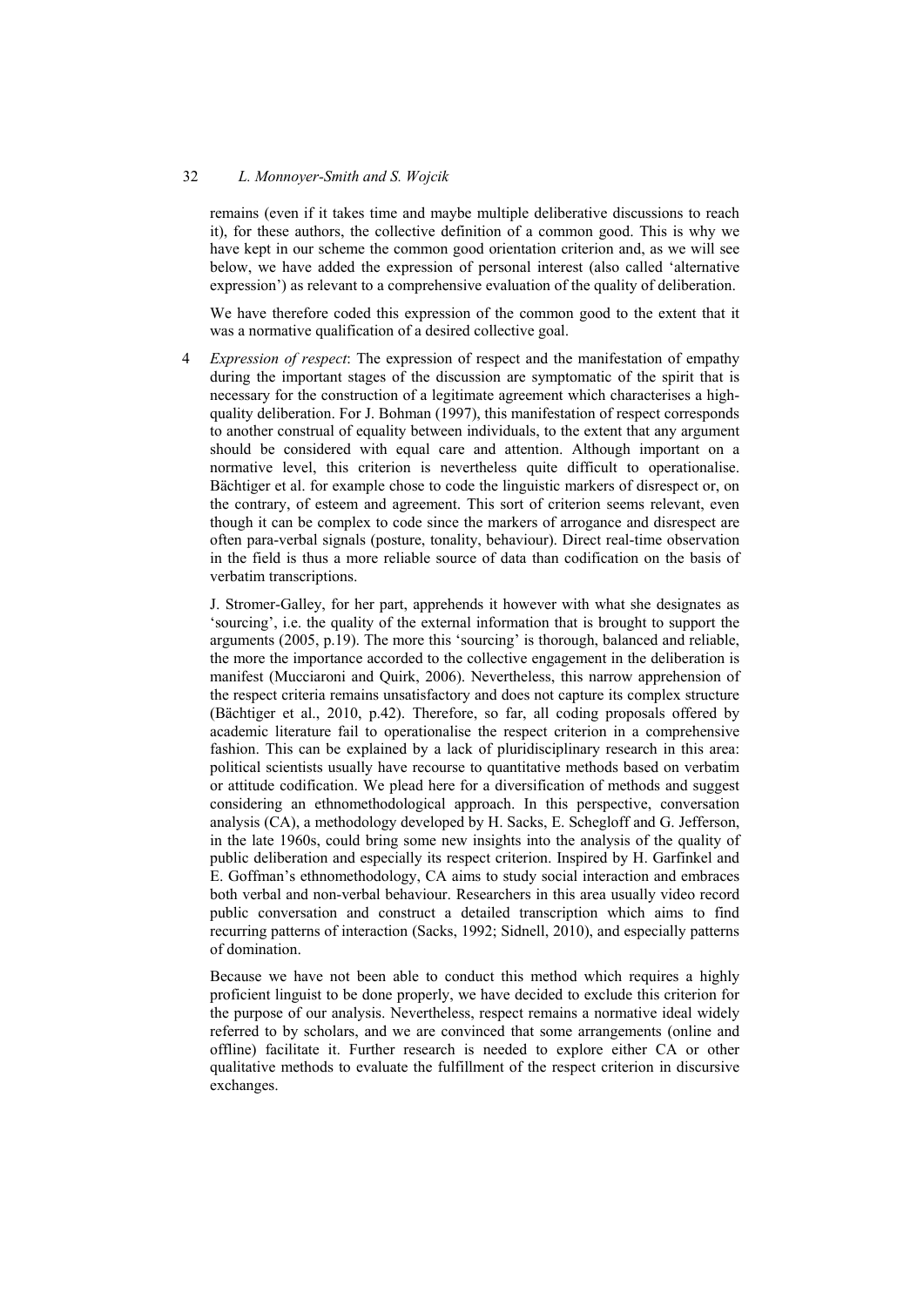remains (even if it takes time and maybe multiple deliberative discussions to reach it), for these authors, the collective definition of a common good. This is why we have kept in our scheme the common good orientation criterion and, as we will see below, we have added the expression of personal interest (also called 'alternative expression') as relevant to a comprehensive evaluation of the quality of deliberation.

We have therefore coded this expression of the common good to the extent that it was a normative qualification of a desired collective goal.

4 *Expression of respect*: The expression of respect and the manifestation of empathy during the important stages of the discussion are symptomatic of the spirit that is necessary for the construction of a legitimate agreement which characterises a high-quality deliberation. For J. Bohman (1997), this manifestation of respect corresponds to another construal of equality between individuals, to the extent that any argument should be considered with equal care and attention. Although important on a normative level, this criterion is nevertheless quite difficult to operationalise. Bächtiger et al. for example chose to code the linguistic markers of disrespect or, on the contrary, of esteem and agreement. This sort of criterion seems relevant, even though it can be complex to code since the markers of arrogance and disrespect are often para-verbal signals (posture, tonality, behaviour). Direct real-time observation in the field is thus a more reliable source of data than codification on the basis of verbatim transcriptions.

J. Stromer-Galley, for her part, apprehends it however with what she designates as 'sourcing', i.e. the quality of the external information that is brought to support the arguments (2005, p.19). The more this 'sourcing' is thorough, balanced and reliable, the more the importance accorded to the collective engagement in the deliberation is manifest (Mucciaroni and Quirk, 2006). Nevertheless, this narrow apprehension of the respect criteria remains unsatisfactory and does not capture its complex structure (Bächtiger et al., 2010, p.42). Therefore, so far, all coding proposals offered by academic literature fail to operationalise the respect criterion in a comprehensive fashion. This can be explained by a lack of pluridisciplinary research in this area: political scientists usually have recourse to quantitative methods based on verbatim or attitude codification. We plead here for a diversification of methods and suggest considering an ethnomethodological approach. In this perspective, conversation analysis (CA), a methodology developed by H. Sacks, E. Schegloff and G. Jefferson, in the late 1960s, could bring some new insights into the analysis of the quality of public deliberation and especially its respect criterion. Inspired by H. Garfinkel and E. Goffman's ethnomethodology, CA aims to study social interaction and embraces both verbal and non-verbal behaviour. Researchers in this area usually video record public conversation and construct a detailed transcription which aims to find recurring patterns of interaction (Sacks, 1992; Sidnell, 2010), and especially patterns of domination.

Because we have not been able to conduct this method which requires a highly proficient linguist to be done properly, we have decided to exclude this criterion for the purpose of our analysis. Nevertheless, respect remains a normative ideal widely referred to by scholars, and we are convinced that some arrangements (online and offline) facilitate it. Further research is needed to explore either CA or other qualitative methods to evaluate the fulfillment of the respect criterion in discursive exchanges.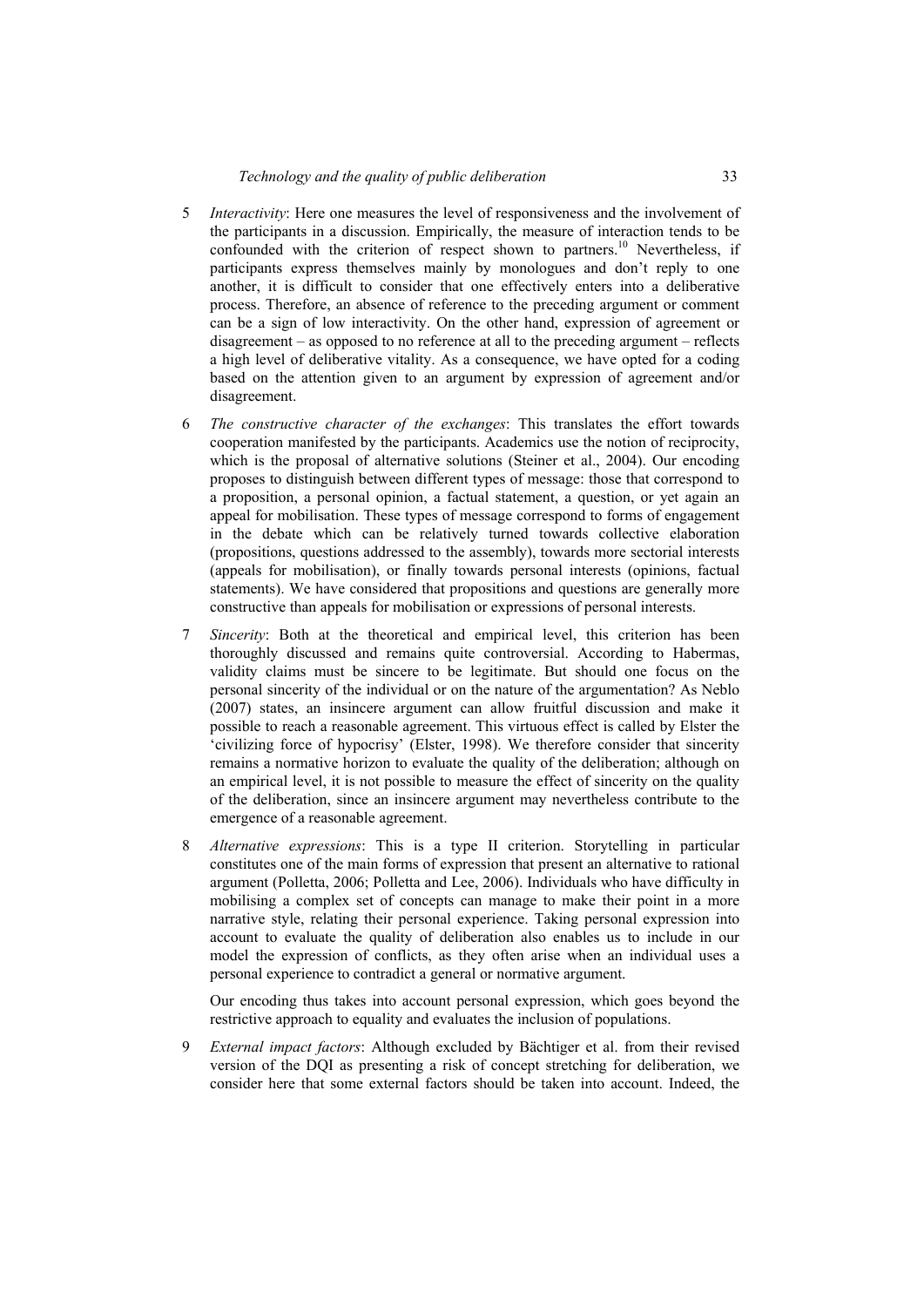5 *Interactivity*: Here one measures the level of responsiveness and the involvement of the participants in a discussion. Empirically, the measure of interaction tends to be confounded with the criterion of respect shown to partners.[10] Nevertheless, if participants express themselves mainly by monologues and don't reply to one another, it is difficult to consider that one effectively enters into a deliberative process. Therefore, an absence of reference to the preceding argument or comment can be a sign of low interactivity. On the other hand, expression of agreement or disagreement – as opposed to no reference at all to the preceding argument – reflects a high level of deliberative vitality. As a consequence, we have opted for a coding based on the attention given to an argument by expression of agreement and/or disagreement.

6 *The constructive character of the exchanges*: This translates the effort towards cooperation manifested by the participants. Academics use the notion of reciprocity, which is the proposal of alternative solutions (Steiner et al., 2004). Our encoding proposes to distinguish between different types of message: those that correspond to a proposition, a personal opinion, a factual statement, a question, or yet again an appeal for mobilisation. These types of message correspond to forms of engagement in the debate which can be relatively turned towards collective elaboration (propositions, questions addressed to the assembly), towards more sectorial interests (appeals for mobilisation), or finally towards personal interests (opinions, factual statements). We have considered that propositions and questions are generally more constructive than appeals for mobilisation or expressions of personal interests.

7 *Sincerity*: Both at the theoretical and empirical level, this criterion has been thoroughly discussed and remains quite controversial. According to Habermas, validity claims must be sincere to be legitimate. But should one focus on the personal sincerity of the individual or on the nature of the argumentation? As Neblo (2007) states, an insincere argument can allow fruitful discussion and make it possible to reach a reasonable agreement. This virtuous effect is called by Elster the 'civilizing force of hypocrisy' (Elster, 1998). We therefore consider that sincerity remains a normative horizon to evaluate the quality of the deliberation; although on an empirical level, it is not possible to measure the effect of sincerity on the quality of the deliberation, since an insincere argument may nevertheless contribute to the emergence of a reasonable agreement.

8 *Alternative expressions*: This is a type II criterion. Storytelling in particular constitutes one of the main forms of expression that present an alternative to rational argument (Polletta, 2006; Polletta and Lee, 2006). Individuals who have difficulty in mobilising a complex set of concepts can manage to make their point in a more narrative style, relating their personal experience. Taking personal expression into account to evaluate the quality of deliberation also enables us to include in our model the expression of conflicts, as they often arise when an individual uses a personal experience to contradict a general or normative argument.

   Our encoding thus takes into account personal expression, which goes beyond the restrictive approach to equality and evaluates the inclusion of populations.

9 *External impact factors*: Although excluded by Bächtiger et al. from their revised version of the DQI as presenting a risk of concept stretching for deliberation, we consider here that some external factors should be taken into account. Indeed, the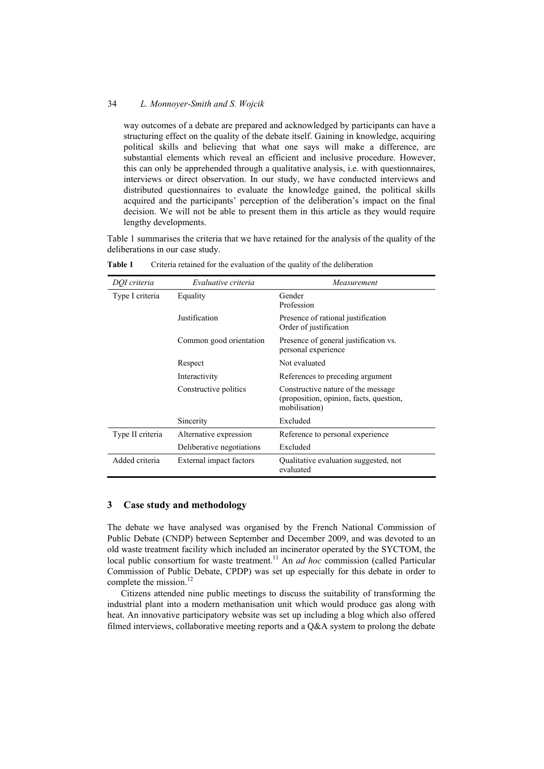way outcomes of a debate are prepared and acknowledged by participants can have a structuring effect on the quality of the debate itself. Gaining in knowledge, acquiring political skills and believing that what one says will make a difference, are substantial elements which reveal an efficient and inclusive procedure. However, this can only be apprehended through a qualitative analysis, i.e. with questionnaires, interviews or direct observation. In our study, we have conducted interviews and distributed questionnaires to evaluate the knowledge gained, the political skills acquired and the participants' perception of the deliberation's impact on the final decision. We will not be able to present them in this article as they would require lengthy developments.

Table 1 summarises the criteria that we have retained for the analysis of the quality of the deliberations in our case study.

**Table 1** Criteria retained for the evaluation of the quality of the deliberation

| *DQI criteria* | *Evaluative criteria* | *Measurement* |
|---|---|---|
| Type I criteria | Equality | Gender<br>Profession |
| | Justification | Presence of rational justification<br>Order of justification |
| | Common good orientation | Presence of general justification vs. personal experience |
| | Respect | Not evaluated |
| | Interactivity | References to preceding argument |
| | Constructive politics | Constructive nature of the message (proposition, opinion, facts, question, mobilisation) |
| | Sincerity | Excluded |
| Type II criteria | Alternative expression | Reference to personal experience |
| | Deliberative negotiations | Excluded |
| Added criteria | External impact factors | Qualitative evaluation suggested, not evaluated |

## 3 Case study and methodology

The debate we have analysed was organised by the French National Commission of Public Debate (CNDP) between September and December 2009, and was devoted to an old waste treatment facility which included an incinerator operated by the SYCTOM, the local public consortium for waste treatment.[11] An *ad hoc* commission (called Particular Commission of Public Debate, CPDP) was set up especially for this debate in order to complete the mission.[12]

Citizens attended nine public meetings to discuss the suitability of transforming the industrial plant into a modern methanisation unit which would produce gas along with heat. An innovative participatory website was set up including a blog which also offered filmed interviews, collaborative meeting reports and a Q&A system to prolong the debate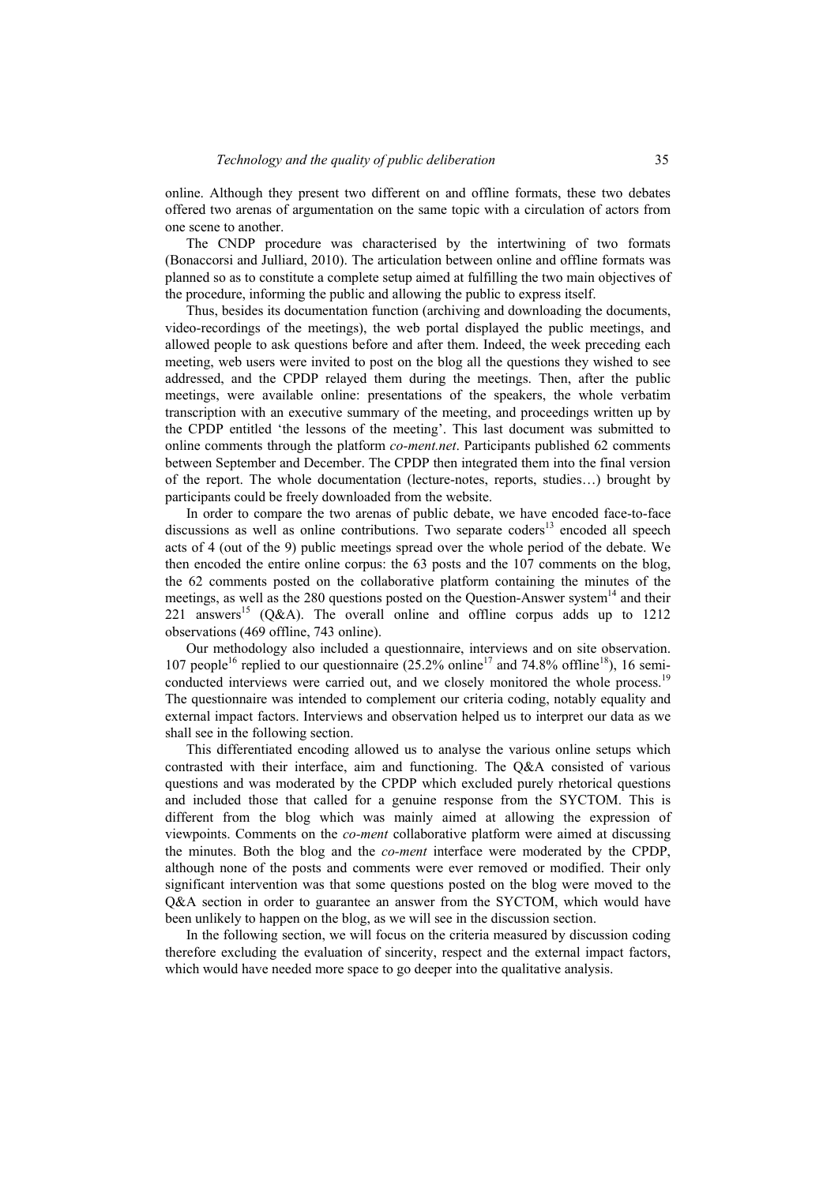online. Although they present two different on and offline formats, these two debates offered two arenas of argumentation on the same topic with a circulation of actors from one scene to another.

The CNDP procedure was characterised by the intertwining of two formats (Bonaccorsi and Julliard, 2010). The articulation between online and offline formats was planned so as to constitute a complete setup aimed at fulfilling the two main objectives of the procedure, informing the public and allowing the public to express itself.

Thus, besides its documentation function (archiving and downloading the documents, video-recordings of the meetings), the web portal displayed the public meetings, and allowed people to ask questions before and after them. Indeed, the week preceding each meeting, web users were invited to post on the blog all the questions they wished to see addressed, and the CPDP relayed them during the meetings. Then, after the public meetings, were available online: presentations of the speakers, the whole verbatim transcription with an executive summary of the meeting, and proceedings written up by the CPDP entitled 'the lessons of the meeting'. This last document was submitted to online comments through the platform *co-ment.net*. Participants published 62 comments between September and December. The CPDP then integrated them into the final version of the report. The whole documentation (lecture-notes, reports, studies…) brought by participants could be freely downloaded from the website.

In order to compare the two arenas of public debate, we have encoded face-to-face discussions as well as online contributions. Two separate coders[13] encoded all speech acts of 4 (out of the 9) public meetings spread over the whole period of the debate. We then encoded the entire online corpus: the 63 posts and the 107 comments on the blog, the 62 comments posted on the collaborative platform containing the minutes of the meetings, as well as the 280 questions posted on the Question-Answer system[14] and their 221 answers[15] (Q&A). The overall online and offline corpus adds up to 1212 observations (469 offline, 743 online).

Our methodology also included a questionnaire, interviews and on site observation. 107 people[16] replied to our questionnaire (25.2% online[17] and 74.8% offline[18]), 16 semi-conducted interviews were carried out, and we closely monitored the whole process.[19] The questionnaire was intended to complement our criteria coding, notably equality and external impact factors. Interviews and observation helped us to interpret our data as we shall see in the following section.

This differentiated encoding allowed us to analyse the various online setups which contrasted with their interface, aim and functioning. The Q&A consisted of various questions and was moderated by the CPDP which excluded purely rhetorical questions and included those that called for a genuine response from the SYCTOM. This is different from the blog which was mainly aimed at allowing the expression of viewpoints. Comments on the *co-ment* collaborative platform were aimed at discussing the minutes. Both the blog and the *co-ment* interface were moderated by the CPDP, although none of the posts and comments were ever removed or modified. Their only significant intervention was that some questions posted on the blog were moved to the Q&A section in order to guarantee an answer from the SYCTOM, which would have been unlikely to happen on the blog, as we will see in the discussion section.

In the following section, we will focus on the criteria measured by discussion coding therefore excluding the evaluation of sincerity, respect and the external impact factors, which would have needed more space to go deeper into the qualitative analysis.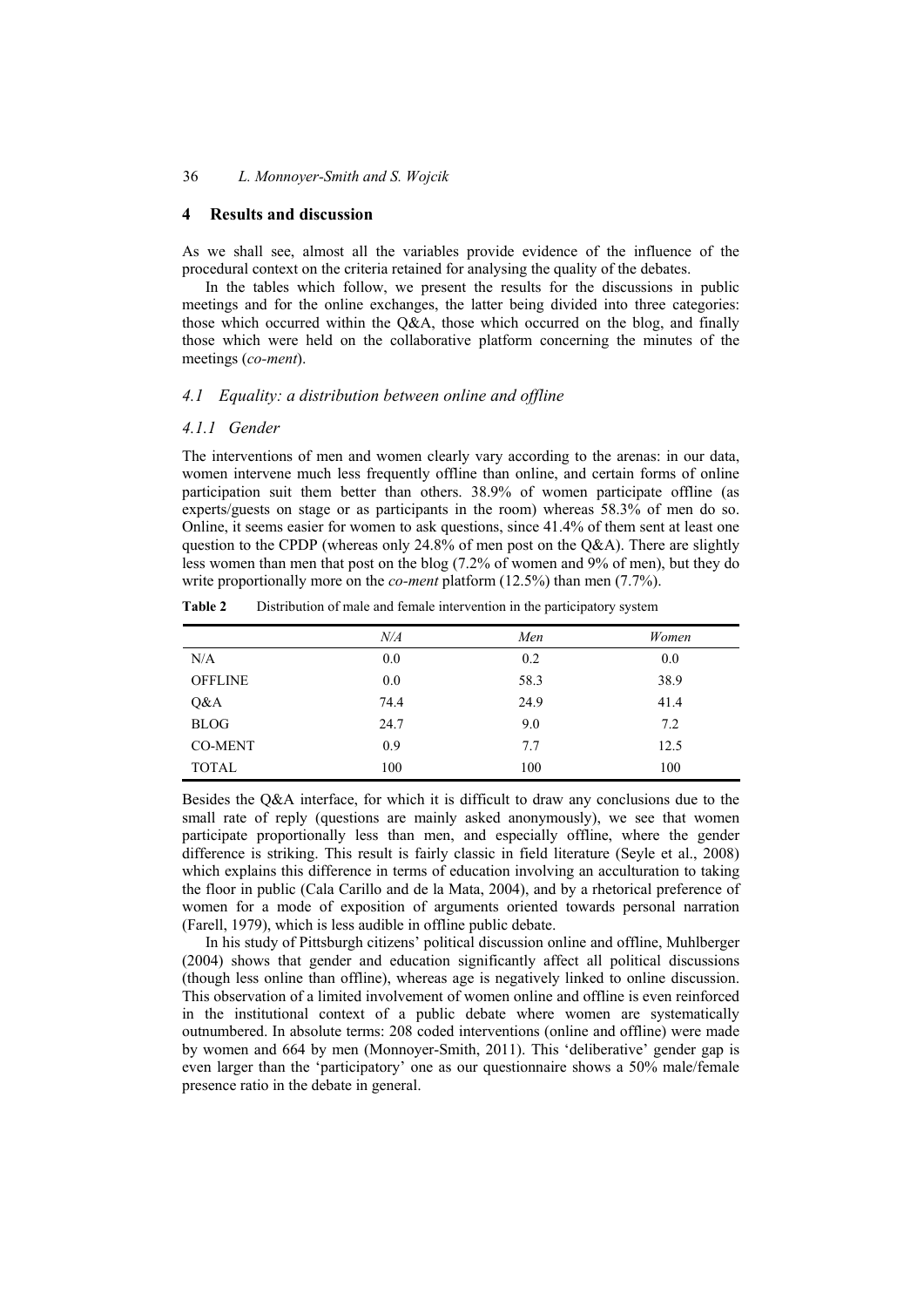## 4 Results and discussion

As we shall see, almost all the variables provide evidence of the influence of the procedural context on the criteria retained for analysing the quality of the debates.

In the tables which follow, we present the results for the discussions in public meetings and for the online exchanges, the latter being divided into three categories: those which occurred within the Q&A, those which occurred on the blog, and finally those which were held on the collaborative platform concerning the minutes of the meetings (*co-ment*).

### *4.1 Equality: a distribution between online and offline*

#### *4.1.1 Gender*

The interventions of men and women clearly vary according to the arenas: in our data, women intervene much less frequently offline than online, and certain forms of online participation suit them better than others. 38.9% of women participate offline (as experts/guests on stage or as participants in the room) whereas 58.3% of men do so. Online, it seems easier for women to ask questions, since 41.4% of them sent at least one question to the CPDP (whereas only 24.8% of men post on the Q&A). There are slightly less women than men that post on the blog (7.2% of women and 9% of men), but they do write proportionally more on the *co-ment* platform (12.5%) than men (7.7%).

**Table 2** Distribution of male and female intervention in the participatory system

| | *N/A* | *Men* | *Women* |
|---|---|---|---|
| N/A | 0.0 | 0.2 | 0.0 |
| OFFLINE | 0.0 | 58.3 | 38.9 |
| Q&A | 74.4 | 24.9 | 41.4 |
| BLOG | 24.7 | 9.0 | 7.2 |
| CO-MENT | 0.9 | 7.7 | 12.5 |
| TOTAL | 100 | 100 | 100 |

Besides the Q&A interface, for which it is difficult to draw any conclusions due to the small rate of reply (questions are mainly asked anonymously), we see that women participate proportionally less than men, and especially offline, where the gender difference is striking. This result is fairly classic in field literature (Seyle et al., 2008) which explains this difference in terms of education involving an acculturation to taking the floor in public (Cala Carillo and de la Mata, 2004), and by a rhetorical preference of women for a mode of exposition of arguments oriented towards personal narration (Farell, 1979), which is less audible in offline public debate.

In his study of Pittsburgh citizens' political discussion online and offline, Muhlberger (2004) shows that gender and education significantly affect all political discussions (though less online than offline), whereas age is negatively linked to online discussion. This observation of a limited involvement of women online and offline is even reinforced in the institutional context of a public debate where women are systematically outnumbered. In absolute terms: 208 coded interventions (online and offline) were made by women and 664 by men (Monnoyer-Smith, 2011). This 'deliberative' gender gap is even larger than the 'participatory' one as our questionnaire shows a 50% male/female presence ratio in the debate in general.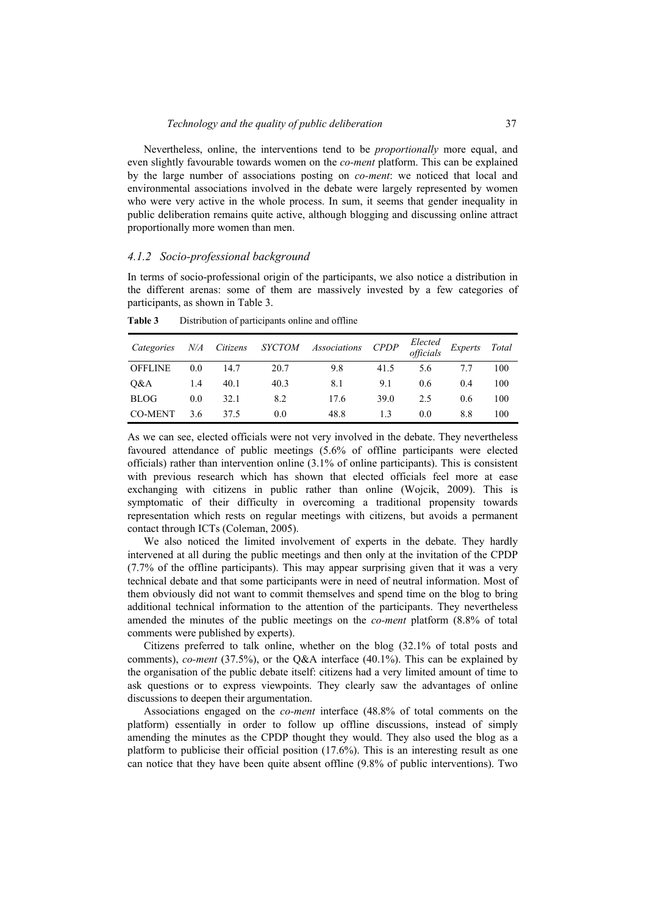Nevertheless, online, the interventions tend to be *proportionally* more equal, and even slightly favourable towards women on the *co-ment* platform. This can be explained by the large number of associations posting on *co-ment*: we noticed that local and environmental associations involved in the debate were largely represented by women who were very active in the whole process. In sum, it seems that gender inequality in public deliberation remains quite active, although blogging and discussing online attract proportionally more women than men.

### *4.1.2 Socio-professional background*

In terms of socio-professional origin of the participants, we also notice a distribution in the different arenas: some of them are massively invested by a few categories of participants, as shown in Table 3.

**Table 3** Distribution of participants online and offline

| *Categories* | *N/A* | *Citizens* | *SYCTOM* | *Associations* | *CPDP* | *Elected officials* | *Experts* | *Total* |
|---|---|---|---|---|---|---|---|---|
| OFFLINE | 0.0 | 14.7 | 20.7 | 9.8 | 41.5 | 5.6 | 7.7 | 100 |
| Q&A | 1.4 | 40.1 | 40.3 | 8.1 | 9.1 | 0.6 | 0.4 | 100 |
| BLOG | 0.0 | 32.1 | 8.2 | 17.6 | 39.0 | 2.5 | 0.6 | 100 |
| CO-MENT | 3.6 | 37.5 | 0.0 | 48.8 | 1.3 | 0.0 | 8.8 | 100 |

As we can see, elected officials were not very involved in the debate. They nevertheless favoured attendance of public meetings (5.6% of offline participants were elected officials) rather than intervention online (3.1% of online participants). This is consistent with previous research which has shown that elected officials feel more at ease exchanging with citizens in public rather than online (Wojcik, 2009). This is symptomatic of their difficulty in overcoming a traditional propensity towards representation which rests on regular meetings with citizens, but avoids a permanent contact through ICTs (Coleman, 2005).

We also noticed the limited involvement of experts in the debate. They hardly intervened at all during the public meetings and then only at the invitation of the CPDP (7.7% of the offline participants). This may appear surprising given that it was a very technical debate and that some participants were in need of neutral information. Most of them obviously did not want to commit themselves and spend time on the blog to bring additional technical information to the attention of the participants. They nevertheless amended the minutes of the public meetings on the *co-ment* platform (8.8% of total comments were published by experts).

Citizens preferred to talk online, whether on the blog (32.1% of total posts and comments), *co-ment* (37.5%), or the Q&A interface (40.1%). This can be explained by the organisation of the public debate itself: citizens had a very limited amount of time to ask questions or to express viewpoints. They clearly saw the advantages of online discussions to deepen their argumentation.

Associations engaged on the *co-ment* interface (48.8% of total comments on the platform) essentially in order to follow up offline discussions, instead of simply amending the minutes as the CPDP thought they would. They also used the blog as a platform to publicise their official position (17.6%). This is an interesting result as one can notice that they have been quite absent offline (9.8% of public interventions). Two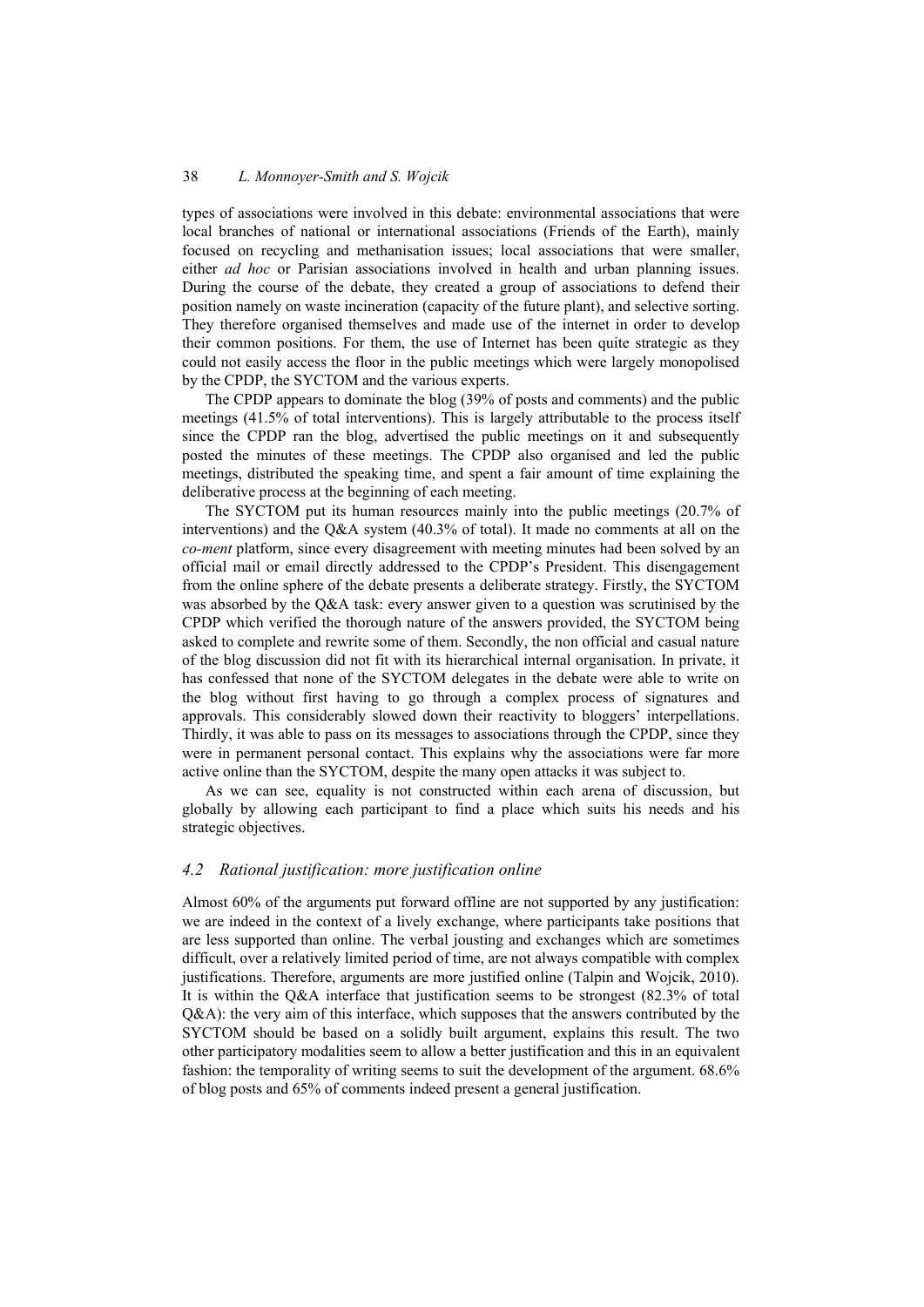types of associations were involved in this debate: environmental associations that were local branches of national or international associations (Friends of the Earth), mainly focused on recycling and methanisation issues; local associations that were smaller, either *ad hoc* or Parisian associations involved in health and urban planning issues. During the course of the debate, they created a group of associations to defend their position namely on waste incineration (capacity of the future plant), and selective sorting. They therefore organised themselves and made use of the internet in order to develop their common positions. For them, the use of Internet has been quite strategic as they could not easily access the floor in the public meetings which were largely monopolised by the CPDP, the SYCTOM and the various experts.

The CPDP appears to dominate the blog (39% of posts and comments) and the public meetings (41.5% of total interventions). This is largely attributable to the process itself since the CPDP ran the blog, advertised the public meetings on it and subsequently posted the minutes of these meetings. The CPDP also organised and led the public meetings, distributed the speaking time, and spent a fair amount of time explaining the deliberative process at the beginning of each meeting.

The SYCTOM put its human resources mainly into the public meetings (20.7% of interventions) and the Q&A system (40.3% of total). It made no comments at all on the *co-ment* platform, since every disagreement with meeting minutes had been solved by an official mail or email directly addressed to the CPDP's President. This disengagement from the online sphere of the debate presents a deliberate strategy. Firstly, the SYCTOM was absorbed by the Q&A task: every answer given to a question was scrutinised by the CPDP which verified the thorough nature of the answers provided, the SYCTOM being asked to complete and rewrite some of them. Secondly, the non official and casual nature of the blog discussion did not fit with its hierarchical internal organisation. In private, it has confessed that none of the SYCTOM delegates in the debate were able to write on the blog without first having to go through a complex process of signatures and approvals. This considerably slowed down their reactivity to bloggers' interpellations. Thirdly, it was able to pass on its messages to associations through the CPDP, since they were in permanent personal contact. This explains why the associations were far more active online than the SYCTOM, despite the many open attacks it was subject to.

As we can see, equality is not constructed within each arena of discussion, but globally by allowing each participant to find a place which suits his needs and his strategic objectives.

### *4.2 Rational justification: more justification online*

Almost 60% of the arguments put forward offline are not supported by any justification: we are indeed in the context of a lively exchange, where participants take positions that are less supported than online. The verbal jousting and exchanges which are sometimes difficult, over a relatively limited period of time, are not always compatible with complex justifications. Therefore, arguments are more justified online (Talpin and Wojcik, 2010). It is within the Q&A interface that justification seems to be strongest (82.3% of total Q&A): the very aim of this interface, which supposes that the answers contributed by the SYCTOM should be based on a solidly built argument, explains this result. The two other participatory modalities seem to allow a better justification and this in an equivalent fashion: the temporality of writing seems to suit the development of the argument. 68.6% of blog posts and 65% of comments indeed present a general justification.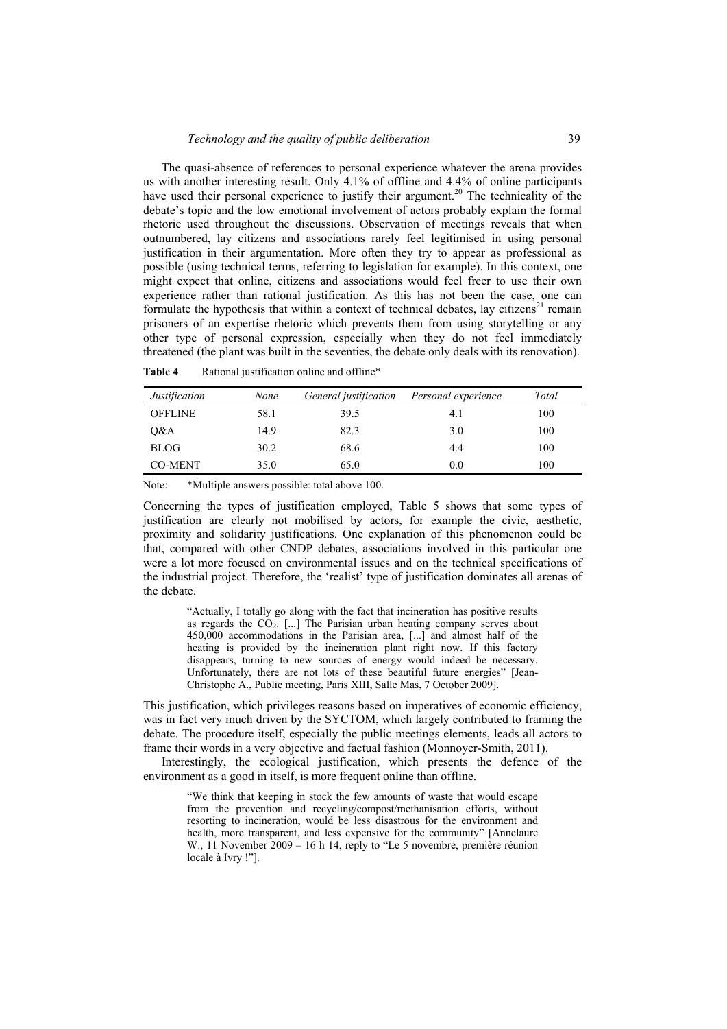The quasi-absence of references to personal experience whatever the arena provides us with another interesting result. Only 4.1% of offline and 4.4% of online participants have used their personal experience to justify their argument.[20] The technicality of the debate's topic and the low emotional involvement of actors probably explain the formal rhetoric used throughout the discussions. Observation of meetings reveals that when outnumbered, lay citizens and associations rarely feel legitimised in using personal justification in their argumentation. More often they try to appear as professional as possible (using technical terms, referring to legislation for example). In this context, one might expect that online, citizens and associations would feel freer to use their own experience rather than rational justification. As this has not been the case, one can formulate the hypothesis that within a context of technical debates, lay citizens[21] remain prisoners of an expertise rhetoric which prevents them from using storytelling or any other type of personal expression, especially when they do not feel immediately threatened (the plant was built in the seventies, the debate only deals with its renovation).

**Table 4** Rational justification online and offline*

| *Justification* | *None* | *General justification* | *Personal experience* | *Total* |
|---|---|---|---|---|
| OFFLINE | 58.1 | 39.5 | 4.1 | 100 |
| Q&A | 14.9 | 82.3 | 3.0 | 100 |
| BLOG | 30.2 | 68.6 | 4.4 | 100 |
| CO-MENT | 35.0 | 65.0 | 0.0 | 100 |

Note: *Multiple answers possible: total above 100.

Concerning the types of justification employed, Table 5 shows that some types of justification are clearly not mobilised by actors, for example the civic, aesthetic, proximity and solidarity justifications. One explanation of this phenomenon could be that, compared with other CNDP debates, associations involved in this particular one were a lot more focused on environmental issues and on the technical specifications of the industrial project. Therefore, the 'realist' type of justification dominates all arenas of the debate.

> "Actually, I totally go along with the fact that incineration has positive results as regards the $CO_2$. [...] The Parisian urban heating company serves about 450,000 accommodations in the Parisian area, [...] and almost half of the heating is provided by the incineration plant right now. If this factory disappears, turning to new sources of energy would indeed be necessary. Unfortunately, there are not lots of these beautiful future energies" [Jean-Christophe A., Public meeting, Paris XIII, Salle Mas, 7 October 2009].

This justification, which privileges reasons based on imperatives of economic efficiency, was in fact very much driven by the SYCTOM, which largely contributed to framing the debate. The procedure itself, especially the public meetings elements, leads all actors to frame their words in a very objective and factual fashion (Monnoyer-Smith, 2011).

Interestingly, the ecological justification, which presents the defence of the environment as a good in itself, is more frequent online than offline.

> "We think that keeping in stock the few amounts of waste that would escape from the prevention and recycling/compost/methanisation efforts, without resorting to incineration, would be less disastrous for the environment and health, more transparent, and less expensive for the community" [Annelaure W., 11 November 2009 – 16 h 14, reply to "Le 5 novembre, première réunion locale à Ivry !"].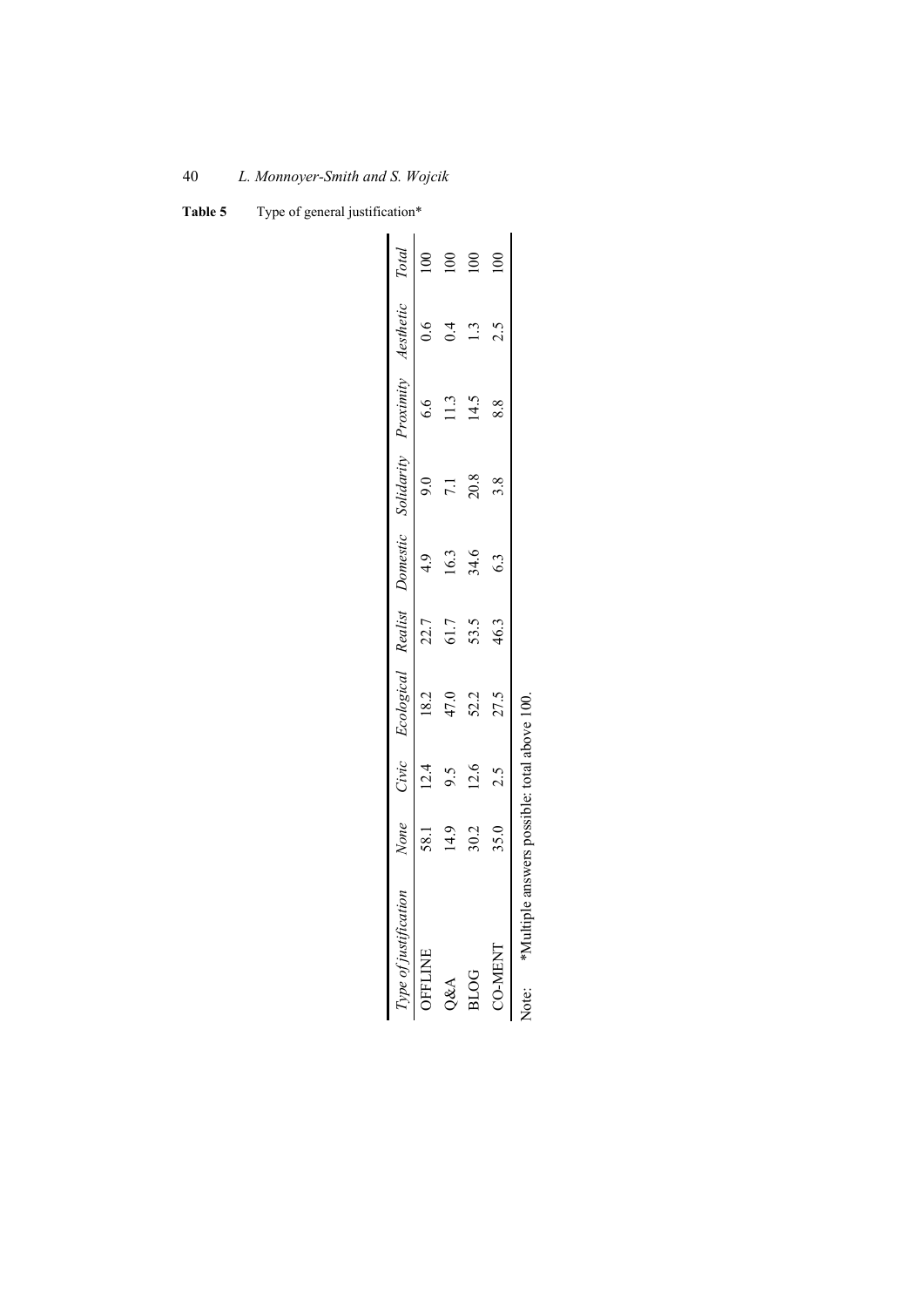**Table 5** Type of general justification*

| *Type of justification* | *None* | *Civic* | *Ecological* | *Realist* | *Domestic* | *Solidarity* | *Proximity* | *Aesthetic* | *Total* |
|---|---|---|---|---|---|---|---|---|---|
| OFFLINE | 58.1 | 12.4 | 18.2 | 22.7 | 4.9 | 9.0 | 6.6 | 0.6 | 100 |
| Q&A | 14.9 | 9.5 | 47.0 | 61.7 | 16.3 | 7.1 | 11.3 | 0.4 | 100 |
| BLOG | 30.2 | 12.6 | 52.2 | 53.5 | 34.6 | 20.8 | 14.5 | 1.3 | 100 |
| CO-MENT | 35.0 | 2.5 | 27.5 | 46.3 | 6.3 | 3.8 | 8.8 | 2.5 | 100 |

Note: *Multiple answers possible: total above 100.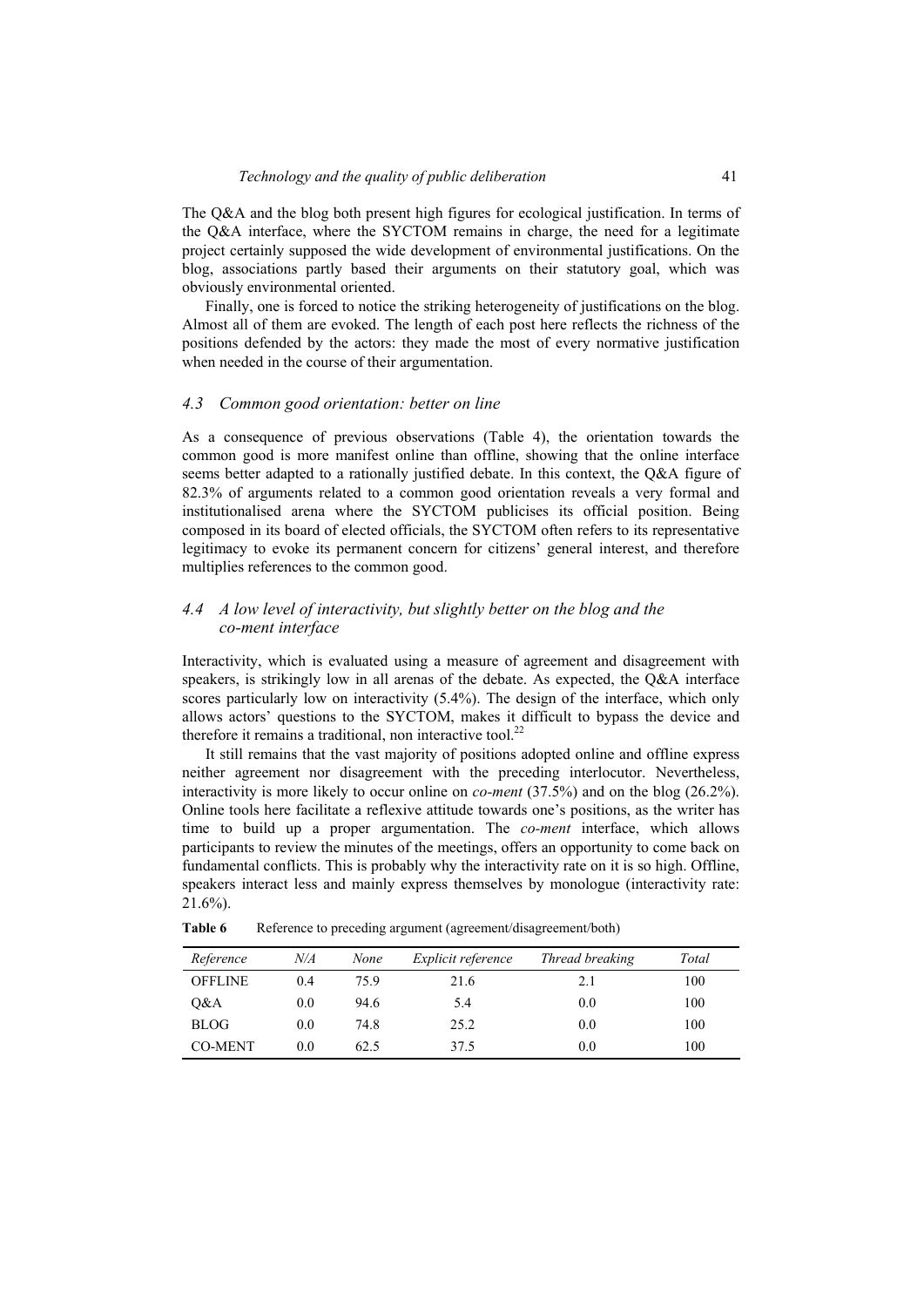The Q&A and the blog both present high figures for ecological justification. In terms of the Q&A interface, where the SYCTOM remains in charge, the need for a legitimate project certainly supposed the wide development of environmental justifications. On the blog, associations partly based their arguments on their statutory goal, which was obviously environmental oriented.

Finally, one is forced to notice the striking heterogeneity of justifications on the blog. Almost all of them are evoked. The length of each post here reflects the richness of the positions defended by the actors: they made the most of every normative justification when needed in the course of their argumentation.

### *4.3 Common good orientation: better on line*

As a consequence of previous observations (Table 4), the orientation towards the common good is more manifest online than offline, showing that the online interface seems better adapted to a rationally justified debate. In this context, the Q&A figure of 82.3% of arguments related to a common good orientation reveals a very formal and institutionalised arena where the SYCTOM publicises its official position. Being composed in its board of elected officials, the SYCTOM often refers to its representative legitimacy to evoke its permanent concern for citizens' general interest, and therefore multiplies references to the common good.

### *4.4 A low level of interactivity, but slightly better on the blog and the co-ment interface*

Interactivity, which is evaluated using a measure of agreement and disagreement with speakers, is strikingly low in all arenas of the debate. As expected, the Q&A interface scores particularly low on interactivity (5.4%). The design of the interface, which only allows actors' questions to the SYCTOM, makes it difficult to bypass the device and therefore it remains a traditional, non interactive tool.[22]

It still remains that the vast majority of positions adopted online and offline express neither agreement nor disagreement with the preceding interlocutor. Nevertheless, interactivity is more likely to occur online on *co-ment* (37.5%) and on the blog (26.2%). Online tools here facilitate a reflexive attitude towards one's positions, as the writer has time to build up a proper argumentation. The *co-ment* interface, which allows participants to review the minutes of the meetings, offers an opportunity to come back on fundamental conflicts. This is probably why the interactivity rate on it is so high. Offline, speakers interact less and mainly express themselves by monologue (interactivity rate: 21.6%).

**Table 6** Reference to preceding argument (agreement/disagreement/both)

| *Reference* | *N/A* | *None* | *Explicit reference* | *Thread breaking* | *Total* |
|---|---|---|---|---|---|
| OFFLINE | 0.4 | 75.9 | 21.6 | 2.1 | 100 |
| Q&A | 0.0 | 94.6 | 5.4 | 0.0 | 100 |
| BLOG | 0.0 | 74.8 | 25.2 | 0.0 | 100 |
| CO-MENT | 0.0 | 62.5 | 37.5 | 0.0 | 100 |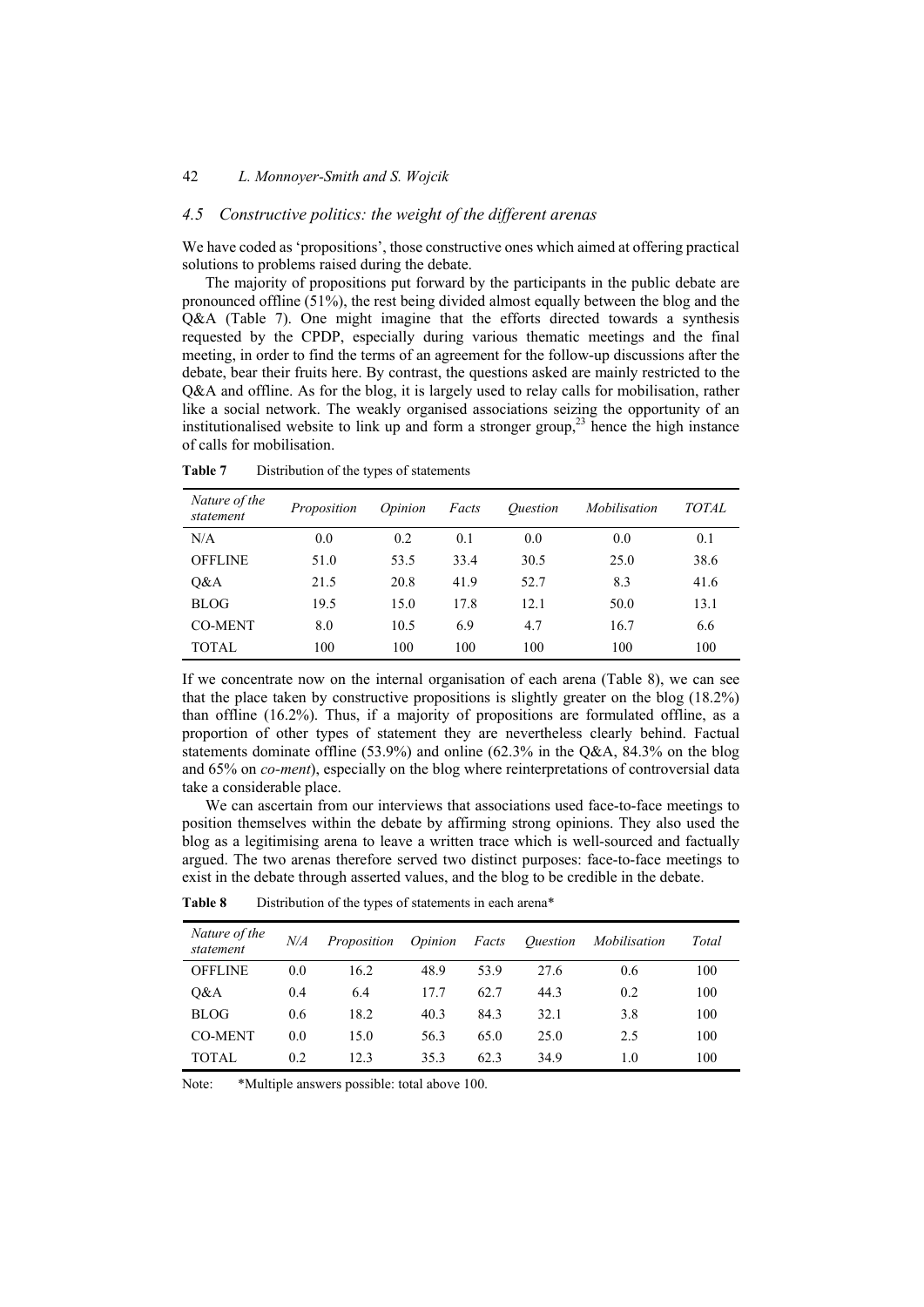### 4.5 Constructive politics: the weight of the different arenas

We have coded as 'propositions', those constructive ones which aimed at offering practical solutions to problems raised during the debate.

The majority of propositions put forward by the participants in the public debate are pronounced offline (51%), the rest being divided almost equally between the blog and the Q&A (Table 7). One might imagine that the efforts directed towards a synthesis requested by the CPDP, especially during various thematic meetings and the final meeting, in order to find the terms of an agreement for the follow-up discussions after the debate, bear their fruits here. By contrast, the questions asked are mainly restricted to the Q&A and offline. As for the blog, it is largely used to relay calls for mobilisation, rather like a social network. The weakly organised associations seizing the opportunity of an institutionalised website to link up and form a stronger group,[23] hence the high instance of calls for mobilisation.

**Table 7** Distribution of the types of statements

| *Nature of the statement* | *Proposition* | *Opinion* | *Facts* | *Question* | *Mobilisation* | *TOTAL* |
|---|---|---|---|---|---|---|
| N/A | 0.0 | 0.2 | 0.1 | 0.0 | 0.0 | 0.1 |
| OFFLINE | 51.0 | 53.5 | 33.4 | 30.5 | 25.0 | 38.6 |
| Q&A | 21.5 | 20.8 | 41.9 | 52.7 | 8.3 | 41.6 |
| BLOG | 19.5 | 15.0 | 17.8 | 12.1 | 50.0 | 13.1 |
| CO-MENT | 8.0 | 10.5 | 6.9 | 4.7 | 16.7 | 6.6 |
| TOTAL | 100 | 100 | 100 | 100 | 100 | 100 |

If we concentrate now on the internal organisation of each arena (Table 8), we can see that the place taken by constructive propositions is slightly greater on the blog (18.2%) than offline (16.2%). Thus, if a majority of propositions are formulated offline, as a proportion of other types of statement they are nevertheless clearly behind. Factual statements dominate offline (53.9%) and online (62.3% in the Q&A, 84.3% on the blog and 65% on *co-ment*), especially on the blog where reinterpretations of controversial data take a considerable place.

We can ascertain from our interviews that associations used face-to-face meetings to position themselves within the debate by affirming strong opinions. They also used the blog as a legitimising arena to leave a written trace which is well-sourced and factually argued. The two arenas therefore served two distinct purposes: face-to-face meetings to exist in the debate through asserted values, and the blog to be credible in the debate.

**Table 8** Distribution of the types of statements in each arena*

| *Nature of the statement* | *N/A* | *Proposition* | *Opinion* | *Facts* | *Question* | *Mobilisation* | *Total* |
|---|---|---|---|---|---|---|---|
| OFFLINE | 0.0 | 16.2 | 48.9 | 53.9 | 27.6 | 0.6 | 100 |
| Q&A | 0.4 | 6.4 | 17.7 | 62.7 | 44.3 | 0.2 | 100 |
| BLOG | 0.6 | 18.2 | 40.3 | 84.3 | 32.1 | 3.8 | 100 |
| CO-MENT | 0.0 | 15.0 | 56.3 | 65.0 | 25.0 | 2.5 | 100 |
| TOTAL | 0.2 | 12.3 | 35.3 | 62.3 | 34.9 | 1.0 | 100 |

Note: *Multiple answers possible: total above 100.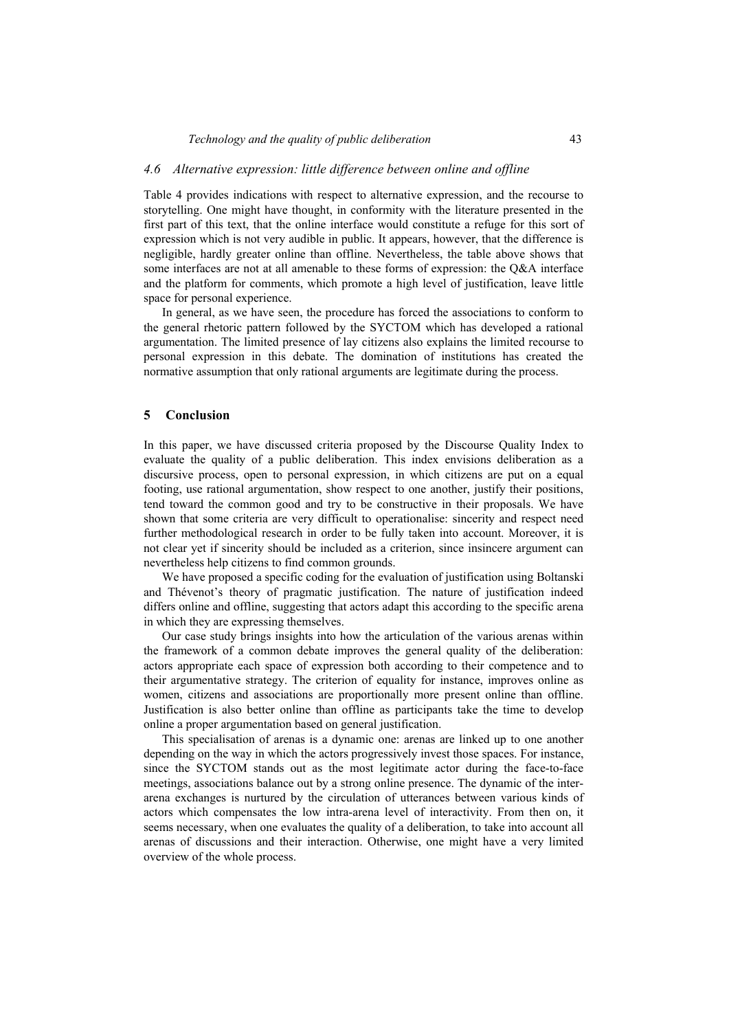### *4.6 Alternative expression: little difference between online and offline*

Table 4 provides indications with respect to alternative expression, and the recourse to storytelling. One might have thought, in conformity with the literature presented in the first part of this text, that the online interface would constitute a refuge for this sort of expression which is not very audible in public. It appears, however, that the difference is negligible, hardly greater online than offline. Nevertheless, the table above shows that some interfaces are not at all amenable to these forms of expression: the Q&A interface and the platform for comments, which promote a high level of justification, leave little space for personal experience.

In general, as we have seen, the procedure has forced the associations to conform to the general rhetoric pattern followed by the SYCTOM which has developed a rational argumentation. The limited presence of lay citizens also explains the limited recourse to personal expression in this debate. The domination of institutions has created the normative assumption that only rational arguments are legitimate during the process.

## 5 Conclusion

In this paper, we have discussed criteria proposed by the Discourse Quality Index to evaluate the quality of a public deliberation. This index envisions deliberation as a discursive process, open to personal expression, in which citizens are put on a equal footing, use rational argumentation, show respect to one another, justify their positions, tend toward the common good and try to be constructive in their proposals. We have shown that some criteria are very difficult to operationalise: sincerity and respect need further methodological research in order to be fully taken into account. Moreover, it is not clear yet if sincerity should be included as a criterion, since insincere argument can nevertheless help citizens to find common grounds.

We have proposed a specific coding for the evaluation of justification using Boltanski and Thévenot's theory of pragmatic justification. The nature of justification indeed differs online and offline, suggesting that actors adapt this according to the specific arena in which they are expressing themselves.

Our case study brings insights into how the articulation of the various arenas within the framework of a common debate improves the general quality of the deliberation: actors appropriate each space of expression both according to their competence and to their argumentative strategy. The criterion of equality for instance, improves online as women, citizens and associations are proportionally more present online than offline. Justification is also better online than offline as participants take the time to develop online a proper argumentation based on general justification.

This specialisation of arenas is a dynamic one: arenas are linked up to one another depending on the way in which the actors progressively invest those spaces. For instance, since the SYCTOM stands out as the most legitimate actor during the face-to-face meetings, associations balance out by a strong online presence. The dynamic of the inter-arena exchanges is nurtured by the circulation of utterances between various kinds of actors which compensates the low intra-arena level of interactivity. From then on, it seems necessary, when one evaluates the quality of a deliberation, to take into account all arenas of discussions and their interaction. Otherwise, one might have a very limited overview of the whole process.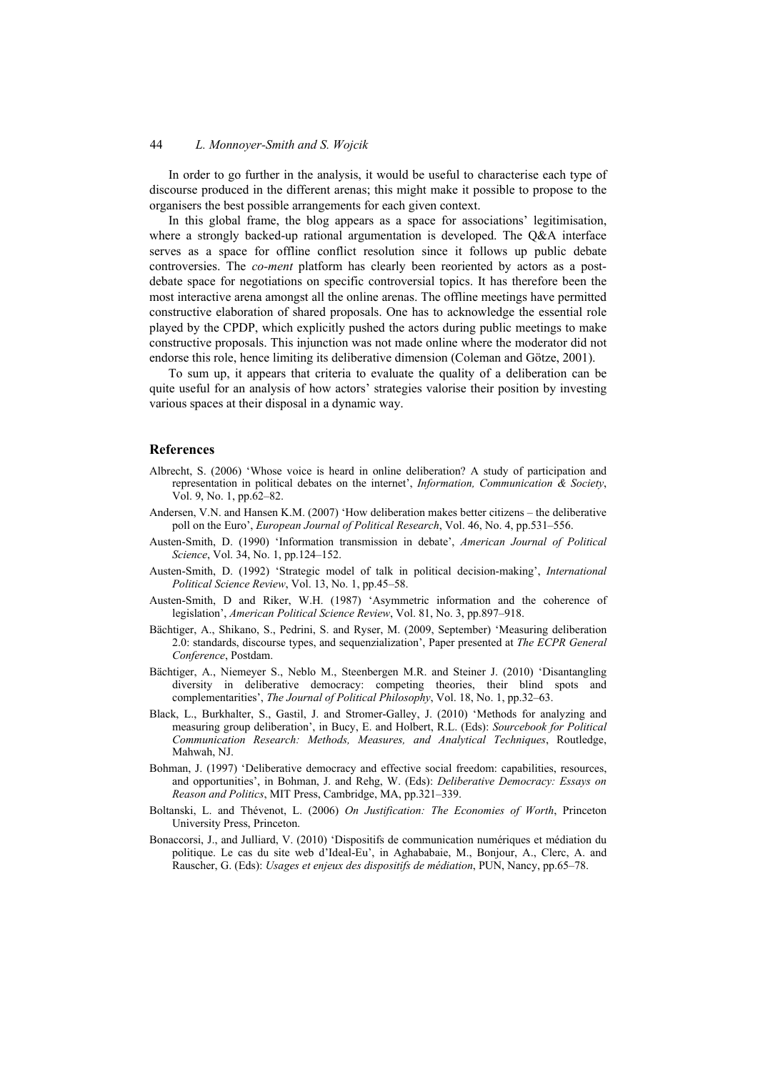In order to go further in the analysis, it would be useful to characterise each type of discourse produced in the different arenas; this might make it possible to propose to the organisers the best possible arrangements for each given context.

In this global frame, the blog appears as a space for associations' legitimisation, where a strongly backed-up rational argumentation is developed. The Q&A interface serves as a space for offline conflict resolution since it follows up public debate controversies. The *co-ment* platform has clearly been reoriented by actors as a post-debate space for negotiations on specific controversial topics. It has therefore been the most interactive arena amongst all the online arenas. The offline meetings have permitted constructive elaboration of shared proposals. One has to acknowledge the essential role played by the CPDP, which explicitly pushed the actors during public meetings to make constructive proposals. This injunction was not made online where the moderator did not endorse this role, hence limiting its deliberative dimension (Coleman and Götze, 2001).

To sum up, it appears that criteria to evaluate the quality of a deliberation can be quite useful for an analysis of how actors' strategies valorise their position by investing various spaces at their disposal in a dynamic way.

## References

Albrecht, S. (2006) 'Whose voice is heard in online deliberation? A study of participation and representation in political debates on the internet', *Information, Communication & Society*, Vol. 9, No. 1, pp.62–82.

Andersen, V.N. and Hansen K.M. (2007) 'How deliberation makes better citizens – the deliberative poll on the Euro', *European Journal of Political Research*, Vol. 46, No. 4, pp.531–556.

Austen-Smith, D. (1990) 'Information transmission in debate', *American Journal of Political Science*, Vol. 34, No. 1, pp.124–152.

Austen-Smith, D. (1992) 'Strategic model of talk in political decision-making', *International Political Science Review*, Vol. 13, No. 1, pp.45–58.

Austen-Smith, D and Riker, W.H. (1987) 'Asymmetric information and the coherence of legislation', *American Political Science Review*, Vol. 81, No. 3, pp.897–918.

Bächtiger, A., Shikano, S., Pedrini, S. and Ryser, M. (2009, September) 'Measuring deliberation 2.0: standards, discourse types, and sequenzialization', Paper presented at *The ECPR General Conference*, Postdam.

Bächtiger, A., Niemeyer S., Neblo M., Steenbergen M.R. and Steiner J. (2010) 'Disantangling diversity in deliberative democracy: competing theories, their blind spots and complementarities', *The Journal of Political Philosophy*, Vol. 18, No. 1, pp.32–63.

Black, L., Burkhalter, S., Gastil, J. and Stromer-Galley, J. (2010) 'Methods for analyzing and measuring group deliberation', in Bucy, E. and Holbert, R.L. (Eds): *Sourcebook for Political Communication Research: Methods, Measures, and Analytical Techniques*, Routledge, Mahwah, NJ.

Bohman, J. (1997) 'Deliberative democracy and effective social freedom: capabilities, resources, and opportunities', in Bohman, J. and Rehg, W. (Eds): *Deliberative Democracy: Essays on Reason and Politics*, MIT Press, Cambridge, MA, pp.321–339.

Boltanski, L. and Thévenot, L. (2006) *On Justification: The Economies of Worth*, Princeton University Press, Princeton.

Bonaccorsi, J., and Julliard, V. (2010) 'Dispositifs de communication numériques et médiation du politique. Le cas du site web d'Ideal-Eu', in Aghababaie, M., Bonjour, A., Clerc, A. and Rauscher, G. (Eds): *Usages et enjeux des dispositifs de médiation*, PUN, Nancy, pp.65–78.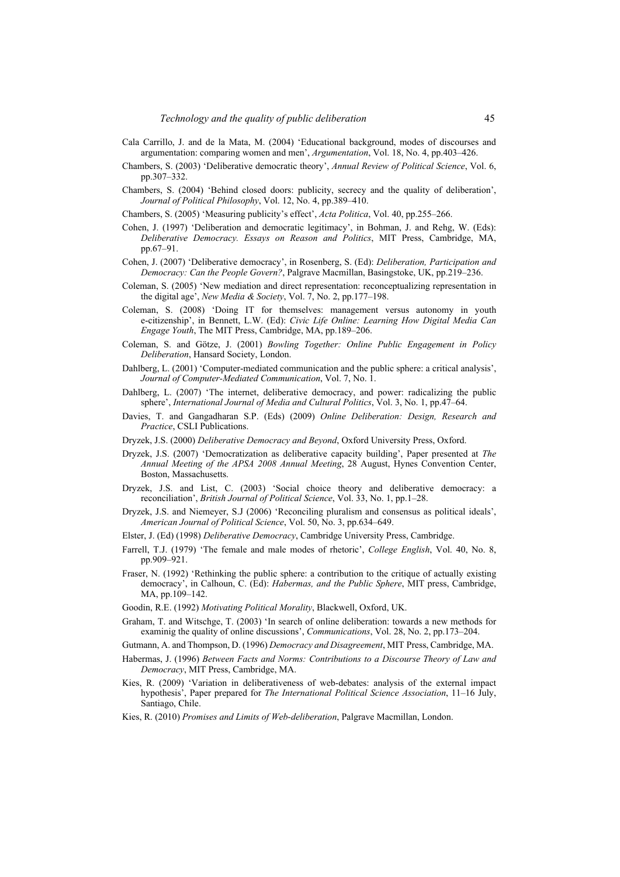Cala Carrillo, J. and de la Mata, M. (2004) 'Educational background, modes of discourses and argumentation: comparing women and men', *Argumentation*, Vol. 18, No. 4, pp.403–426.

Chambers, S. (2003) 'Deliberative democratic theory', *Annual Review of Political Science*, Vol. 6, pp.307–332.

Chambers, S. (2004) 'Behind closed doors: publicity, secrecy and the quality of deliberation', *Journal of Political Philosophy*, Vol. 12, No. 4, pp.389–410.

Chambers, S. (2005) 'Measuring publicity's effect', *Acta Politica*, Vol. 40, pp.255–266.

Cohen, J. (1997) 'Deliberation and democratic legitimacy', in Bohman, J. and Rehg, W. (Eds): *Deliberative Democracy. Essays on Reason and Politics*, MIT Press, Cambridge, MA, pp.67–91.

Cohen, J. (2007) 'Deliberative democracy', in Rosenberg, S. (Ed): *Deliberation, Participation and Democracy: Can the People Govern?*, Palgrave Macmillan, Basingstoke, UK, pp.219–236.

Coleman, S. (2005) 'New mediation and direct representation: reconceptualizing representation in the digital age', *New Media & Society*, Vol. 7, No. 2, pp.177–198.

Coleman, S. (2008) 'Doing IT for themselves: management versus autonomy in youth e-citizenship', in Bennett, L.W. (Ed): *Civic Life Online: Learning How Digital Media Can Engage Youth*, The MIT Press, Cambridge, MA, pp.189–206.

Coleman, S. and Götze, J. (2001) *Bowling Together: Online Public Engagement in Policy Deliberation*, Hansard Society, London.

Dahlberg, L. (2001) 'Computer-mediated communication and the public sphere: a critical analysis', *Journal of Computer-Mediated Communication*, Vol. 7, No. 1.

Dahlberg, L. (2007) 'The internet, deliberative democracy, and power: radicalizing the public sphere', *International Journal of Media and Cultural Politics*, Vol. 3, No. 1, pp.47–64.

Davies, T. and Gangadharan S.P. (Eds) (2009) *Online Deliberation: Design, Research and Practice*, CSLI Publications.

Dryzek, J.S. (2000) *Deliberative Democracy and Beyond*, Oxford University Press, Oxford.

Dryzek, J.S. (2007) 'Democratization as deliberative capacity building', Paper presented at *The Annual Meeting of the APSA 2008 Annual Meeting*, 28 August, Hynes Convention Center, Boston, Massachusetts.

Dryzek, J.S. and List, C. (2003) 'Social choice theory and deliberative democracy: a reconciliation', *British Journal of Political Science*, Vol. 33, No. 1, pp.1–28.

Dryzek, J.S. and Niemeyer, S.J (2006) 'Reconciling pluralism and consensus as political ideals', *American Journal of Political Science*, Vol. 50, No. 3, pp.634–649.

Elster, J. (Ed) (1998) *Deliberative Democracy*, Cambridge University Press, Cambridge.

Farrell, T.J. (1979) 'The female and male modes of rhetoric', *College English*, Vol. 40, No. 8, pp.909–921.

Fraser, N. (1992) 'Rethinking the public sphere: a contribution to the critique of actually existing democracy', in Calhoun, C. (Ed): *Habermas, and the Public Sphere*, MIT press, Cambridge, MA, pp.109–142.

Goodin, R.E. (1992) *Motivating Political Morality*, Blackwell, Oxford, UK.

Graham, T. and Witschge, T. (2003) 'In search of online deliberation: towards a new methods for examinig the quality of online discussions', *Communications*, Vol. 28, No. 2, pp.173–204.

Gutmann, A. and Thompson, D. (1996) *Democracy and Disagreement*, MIT Press, Cambridge, MA.

Habermas, J. (1996) *Between Facts and Norms: Contributions to a Discourse Theory of Law and Democracy*, MIT Press, Cambridge, MA.

Kies, R. (2009) 'Variation in deliberativeness of web-debates: analysis of the external impact hypothesis', Paper prepared for *The International Political Science Association*, 11–16 July, Santiago, Chile.

Kies, R. (2010) *Promises and Limits of Web-deliberation*, Palgrave Macmillan, London.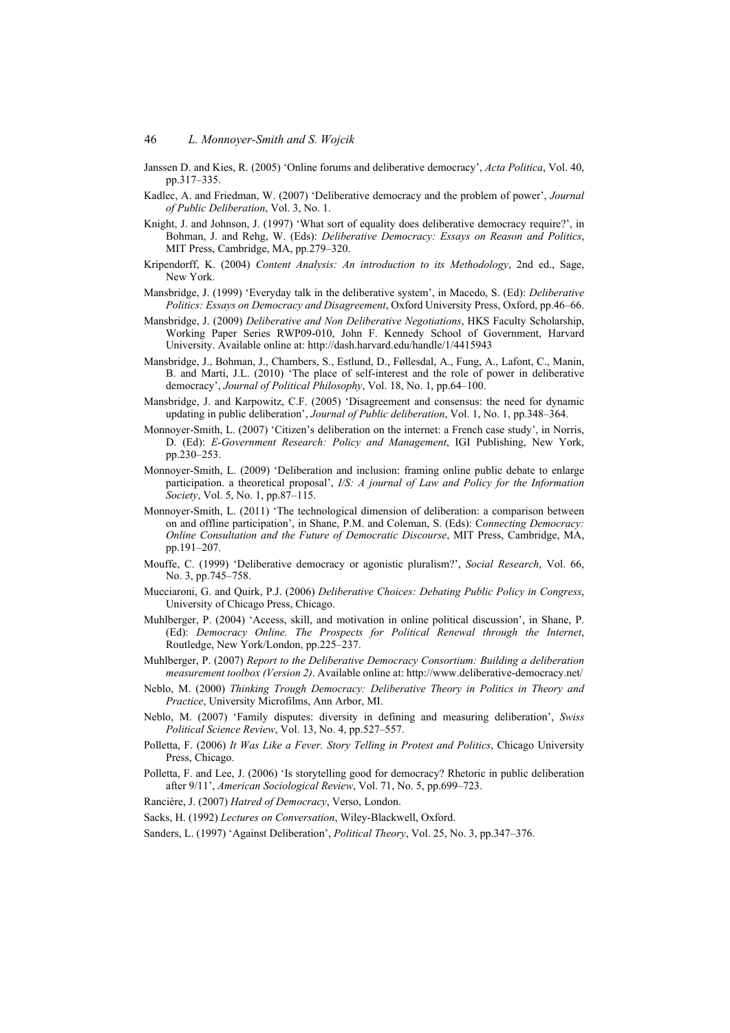Janssen D. and Kies, R. (2005) 'Online forums and deliberative democracy', *Acta Politica*, Vol. 40, pp.317–335.

Kadlec, A. and Friedman, W. (2007) 'Deliberative democracy and the problem of power', *Journal of Public Deliberation*, Vol. 3, No. 1.

Knight, J. and Johnson, J. (1997) 'What sort of equality does deliberative democracy require?', in Bohman, J. and Rehg, W. (Eds): *Deliberative Democracy: Essays on Reason and Politics*, MIT Press, Cambridge, MA, pp.279–320.

Kripendorff, K. (2004) *Content Analysis: An introduction to its Methodology*, 2nd ed., Sage, New York.

Mansbridge, J. (1999) 'Everyday talk in the deliberative system', in Macedo, S. (Ed): *Deliberative Politics: Essays on Democracy and Disagreement*, Oxford University Press, Oxford, pp.46–66.

Mansbridge, J. (2009) *Deliberative and Non Deliberative Negotiations*, HKS Faculty Scholarship, Working Paper Series RWP09-010, John F. Kennedy School of Government, Harvard University. Available online at: http://dash.harvard.edu/handle/1/4415943

Mansbridge, J., Bohman, J., Chambers, S., Estlund, D., Føllesdal, A., Fung, A., Lafont, C., Manin, B. and Martí, J.L. (2010) 'The place of self-interest and the role of power in deliberative democracy', *Journal of Political Philosophy*, Vol. 18, No. 1, pp.64–100.

Mansbridge, J. and Karpowitz, C.F. (2005) 'Disagreement and consensus: the need for dynamic updating in public deliberation', *Journal of Public deliberation*, Vol. 1, No. 1, pp.348–364.

Monnoyer-Smith, L. (2007) 'Citizen's deliberation on the internet: a French case study', in Norris, D. (Ed): *E-Government Research: Policy and Management*, IGI Publishing, New York, pp.230–253.

Monnoyer-Smith, L. (2009) 'Deliberation and inclusion: framing online public debate to enlarge participation. a theoretical proposal', *I/S: A journal of Law and Policy for the Information Society*, Vol. 5, No. 1, pp.87–115.

Monnoyer-Smith, L. (2011) 'The technological dimension of deliberation: a comparison between on and offline participation', in Shane, P.M. and Coleman, S. (Eds): *Connecting Democracy: Online Consultation and the Future of Democratic Discourse*, MIT Press, Cambridge, MA, pp.191–207.

Mouffe, C. (1999) 'Deliberative democracy or agonistic pluralism?', *Social Research*, Vol. 66, No. 3, pp.745–758.

Mucciaroni, G. and Quirk, P.J. (2006) *Deliberative Choices: Debating Public Policy in Congress*, University of Chicago Press, Chicago.

Muhlberger, P. (2004) 'Access, skill, and motivation in online political discussion', in Shane, P. (Ed): *Democracy Online. The Prospects for Political Renewal through the Internet*, Routledge, New York/London, pp.225–237.

Muhlberger, P. (2007) *Report to the Deliberative Democracy Consortium: Building a deliberation measurement toolbox (Version 2)*. Available online at: http://www.deliberative-democracy.net/

Neblo, M. (2000) *Thinking Trough Democracy: Deliberative Theory in Politics in Theory and Practice*, University Microfilms, Ann Arbor, MI.

Neblo, M. (2007) 'Family disputes: diversity in defining and measuring deliberation', *Swiss Political Science Review*, Vol. 13, No. 4, pp.527–557.

Polletta, F. (2006) *It Was Like a Fever. Story Telling in Protest and Politics*, Chicago University Press, Chicago.

Polletta, F. and Lee, J. (2006) 'Is storytelling good for democracy? Rhetoric in public deliberation after 9/11', *American Sociological Review*, Vol. 71, No. 5, pp.699–723.

Rancière, J. (2007) *Hatred of Democracy*, Verso, London.

Sacks, H. (1992) *Lectures on Conversation*, Wiley-Blackwell, Oxford.

Sanders, L. (1997) 'Against Deliberation', *Political Theory*, Vol. 25, No. 3, pp.347–376.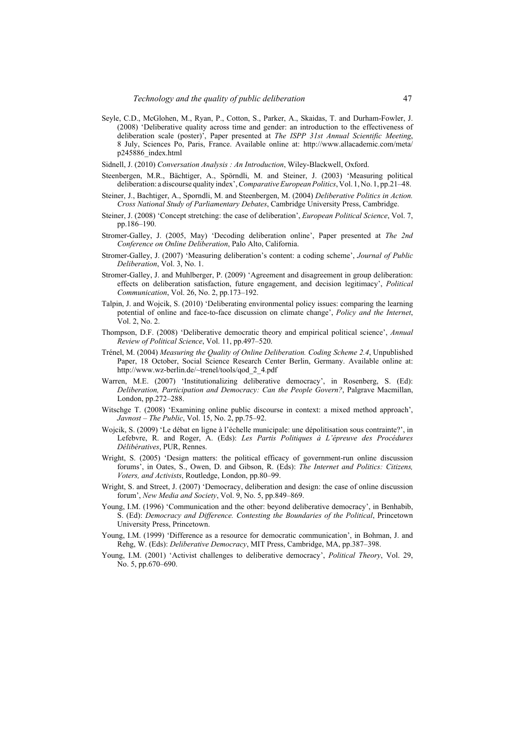Seyle, C.D., McGlohen, M., Ryan, P., Cotton, S., Parker, A., Skaidas, T. and Durham-Fowler, J. (2008) 'Deliberative quality across time and gender: an introduction to the effectiveness of deliberation scale (poster)', Paper presented at *The ISPP 31st Annual Scientific Meeting*, 8 July, Sciences Po, Paris, France. Available online at: http://www.allacademic.com/meta/p245886_index.html

Sidnell, J. (2010) *Conversation Analysis : An Introduction*, Wiley-Blackwell, Oxford.

Steenbergen, M.R., Bächtiger, A., Spörndli, M. and Steiner, J. (2003) 'Measuring political deliberation: a discourse quality index', *Comparative European Politics*, Vol. 1, No. 1, pp.21–48.

Steiner, J., Bachtiger, A., Sporndli, M. and Steenbergen, M. (2004) *Deliberative Politics in Action. Cross National Study of Parliamentary Debates*, Cambridge University Press, Cambridge.

Steiner, J. (2008) 'Concept stretching: the case of deliberation', *European Political Science*, Vol. 7, pp.186–190.

Stromer-Galley, J. (2005, May) 'Decoding deliberation online', Paper presented at *The 2nd Conference on Online Deliberation*, Palo Alto, California.

Stromer-Galley, J. (2007) 'Measuring deliberation's content: a coding scheme', *Journal of Public Deliberation*, Vol. 3, No. 1.

Stromer-Galley, J. and Muhlberger, P. (2009) 'Agreement and disagreement in group deliberation: effects on deliberation satisfaction, future engagement, and decision legitimacy', *Political Communication*, Vol. 26, No. 2, pp.173–192.

Talpin, J. and Wojcik, S. (2010) 'Deliberating environmental policy issues: comparing the learning potential of online and face-to-face discussion on climate change', *Policy and the Internet*, Vol. 2, No. 2.

Thompson, D.F. (2008) 'Deliberative democratic theory and empirical political science', *Annual Review of Political Science*, Vol. 11, pp.497–520.

Trénel, M. (2004) *Measuring the Quality of Online Deliberation. Coding Scheme 2.4*, Unpublished Paper, 18 October, Social Science Research Center Berlin, Germany. Available online at: http://www.wz-berlin.de/~trenel/tools/qod_2_4.pdf

Warren, M.E. (2007) 'Institutionalizing deliberative democracy', in Rosenberg, S. (Ed): *Deliberation, Participation and Democracy: Can the People Govern?*, Palgrave Macmillan, London, pp.272–288.

Witschge T. (2008) 'Examining online public discourse in context: a mixed method approach', *Javnost – The Public*, Vol. 15, No. 2, pp.75–92.

Wojcik, S. (2009) 'Le débat en ligne à l'échelle municipale: une dépolitisation sous contrainte?', in Lefebvre, R. and Roger, A. (Eds): *Les Partis Politiques à L'épreuve des Procédures Délibératives*, PUR, Rennes.

Wright, S. (2005) 'Design matters: the political efficacy of government-run online discussion forums', in Oates, S., Owen, D. and Gibson, R. (Eds): *The Internet and Politics: Citizens, Voters, and Activists*, Routledge, London, pp.80–99.

Wright, S. and Street, J. (2007) 'Democracy, deliberation and design: the case of online discussion forum', *New Media and Society*, Vol. 9, No. 5, pp.849–869.

Young, I.M. (1996) 'Communication and the other: beyond deliberative democracy', in Benhabib, S. (Ed): *Democracy and Difference. Contesting the Boundaries of the Political*, Princetown University Press, Princetown.

Young, I.M. (1999) 'Difference as a resource for democratic communication', in Bohman, J. and Rehg, W. (Eds): *Deliberative Democracy*, MIT Press, Cambridge, MA, pp.387–398.

Young, I.M. (2001) 'Activist challenges to deliberative democracy', *Political Theory*, Vol. 29, No. 5, pp.670–690.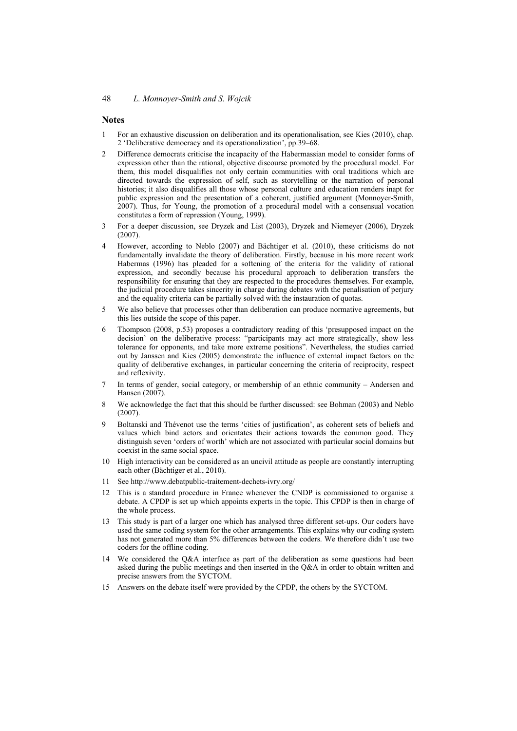## Notes

1. For an exhaustive discussion on deliberation and its operationalisation, see Kies (2010), chap. 2 'Deliberative democracy and its operationalization', pp.39–68.
2. Difference democrats criticise the incapacity of the Habermassian model to consider forms of expression other than the rational, objective discourse promoted by the procedural model. For them, this model disqualifies not only certain communities with oral traditions which are directed towards the expression of self, such as storytelling or the narration of personal histories; it also disqualifies all those whose personal culture and education renders inapt for public expression and the presentation of a coherent, justified argument (Monnoyer-Smith, 2007). Thus, for Young, the promotion of a procedural model with a consensual vocation constitutes a form of repression (Young, 1999).
3. For a deeper discussion, see Dryzek and List (2003), Dryzek and Niemeyer (2006), Dryzek (2007).
4. However, according to Neblo (2007) and Bächtiger et al. (2010), these criticisms do not fundamentally invalidate the theory of deliberation. Firstly, because in his more recent work Habermas (1996) has pleaded for a softening of the criteria for the validity of rational expression, and secondly because his procedural approach to deliberation transfers the responsibility for ensuring that they are respected to the procedures themselves. For example, the judicial procedure takes sincerity in charge during debates with the penalisation of perjury and the equality criteria can be partially solved with the instauration of quotas.
5. We also believe that processes other than deliberation can produce normative agreements, but this lies outside the scope of this paper.
6. Thompson (2008, p.53) proposes a contradictory reading of this 'presupposed impact on the decision' on the deliberative process: "participants may act more strategically, show less tolerance for opponents, and take more extreme positions". Nevertheless, the studies carried out by Janssen and Kies (2005) demonstrate the influence of external impact factors on the quality of deliberative exchanges, in particular concerning the criteria of reciprocity, respect and reflexivity.
7. In terms of gender, social category, or membership of an ethnic community – Andersen and Hansen (2007).
8. We acknowledge the fact that this should be further discussed: see Bohman (2003) and Neblo (2007).
9. Boltanski and Thévenot use the terms 'cities of justification', as coherent sets of beliefs and values which bind actors and orientates their actions towards the common good. They distinguish seven 'orders of worth' which are not associated with particular social domains but coexist in the same social space.
10. High interactivity can be considered as an uncivil attitude as people are constantly interrupting each other (Bächtiger et al., 2010).
11. See http://www.debatpublic-traitement-dechets-ivry.org/
12. This is a standard procedure in France whenever the CNDP is commissioned to organise a debate. A CPDP is set up which appoints experts in the topic. This CPDP is then in charge of the whole process.
13. This study is part of a larger one which has analysed three different set-ups. Our coders have used the same coding system for the other arrangements. This explains why our coding system has not generated more than 5% differences between the coders. We therefore didn't use two coders for the offline coding.
14. We considered the Q&A interface as part of the deliberation as some questions had been asked during the public meetings and then inserted in the Q&A in order to obtain written and precise answers from the SYCTOM.
15. Answers on the debate itself were provided by the CPDP, the others by the SYCTOM.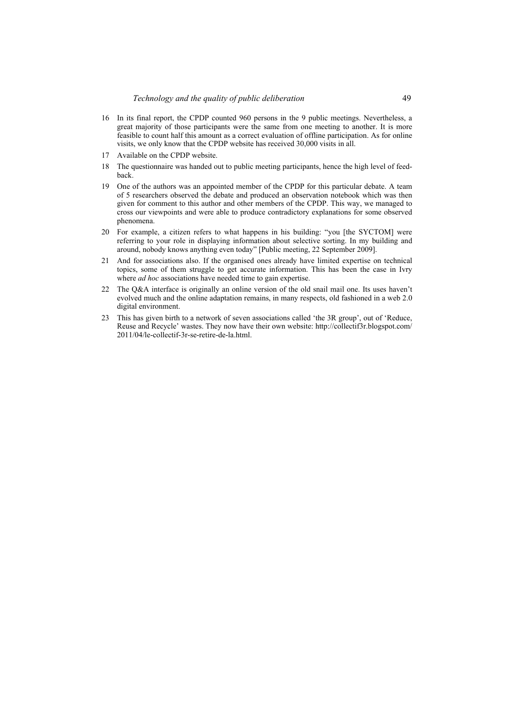16 In its final report, the CPDP counted 960 persons in the 9 public meetings. Nevertheless, a great majority of those participants were the same from one meeting to another. It is more feasible to count half this amount as a correct evaluation of offline participation. As for online visits, we only know that the CPDP website has received 30,000 visits in all.

17 Available on the CPDP website.

18 The questionnaire was handed out to public meeting participants, hence the high level of feedback.

19 One of the authors was an appointed member of the CPDP for this particular debate. A team of 5 researchers observed the debate and produced an observation notebook which was then given for comment to this author and other members of the CPDP. This way, we managed to cross our viewpoints and were able to produce contradictory explanations for some observed phenomena.

20 For example, a citizen refers to what happens in his building: "you [the SYCTOM] were referring to your role in displaying information about selective sorting. In my building and around, nobody knows anything even today" [Public meeting, 22 September 2009].

21 And for associations also. If the organised ones already have limited expertise on technical topics, some of them struggle to get accurate information. This has been the case in Ivry where *ad hoc* associations have needed time to gain expertise.

22 The Q&A interface is originally an online version of the old snail mail one. Its uses haven't evolved much and the online adaptation remains, in many respects, old fashioned in a web 2.0 digital environment.

23 This has given birth to a network of seven associations called 'the 3R group', out of 'Reduce, Reuse and Recycle' wastes. They now have their own website: http://collectif3r.blogspot.com/2011/04/le-collectif-3r-se-retire-de-la.html.